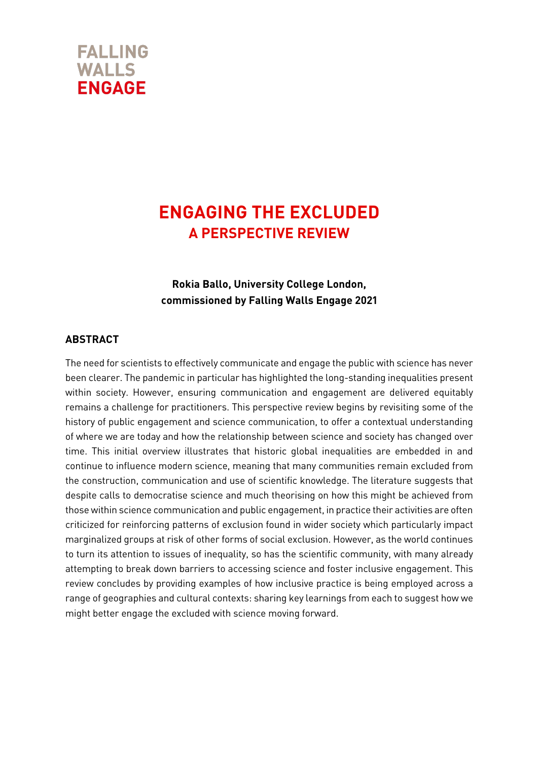FALLING
WALLS
ENGAGE

# ENGAGING THE EXCLUDED
## A PERSPECTIVE REVIEW

**Rokia Ballo, University College London, commissioned by Falling Walls Engage 2021**

### ABSTRACT

The need for scientists to effectively communicate and engage the public with science has never been clearer. The pandemic in particular has highlighted the long-standing inequalities present within society. However, ensuring communication and engagement are delivered equitably remains a challenge for practitioners. This perspective review begins by revisiting some of the history of public engagement and science communication, to offer a contextual understanding of where we are today and how the relationship between science and society has changed over time. This initial overview illustrates that historic global inequalities are embedded in and continue to influence modern science, meaning that many communities remain excluded from the construction, communication and use of scientific knowledge. The literature suggests that despite calls to democratise science and much theorising on how this might be achieved from those within science communication and public engagement, in practice their activities are often criticized for reinforcing patterns of exclusion found in wider society which particularly impact marginalized groups at risk of other forms of social exclusion. However, as the world continues to turn its attention to issues of inequality, so has the scientific community, with many already attempting to break down barriers to accessing science and foster inclusive engagement. This review concludes by providing examples of how inclusive practice is being employed across a range of geographies and cultural contexts: sharing key learnings from each to suggest how we might better engage the excluded with science moving forward.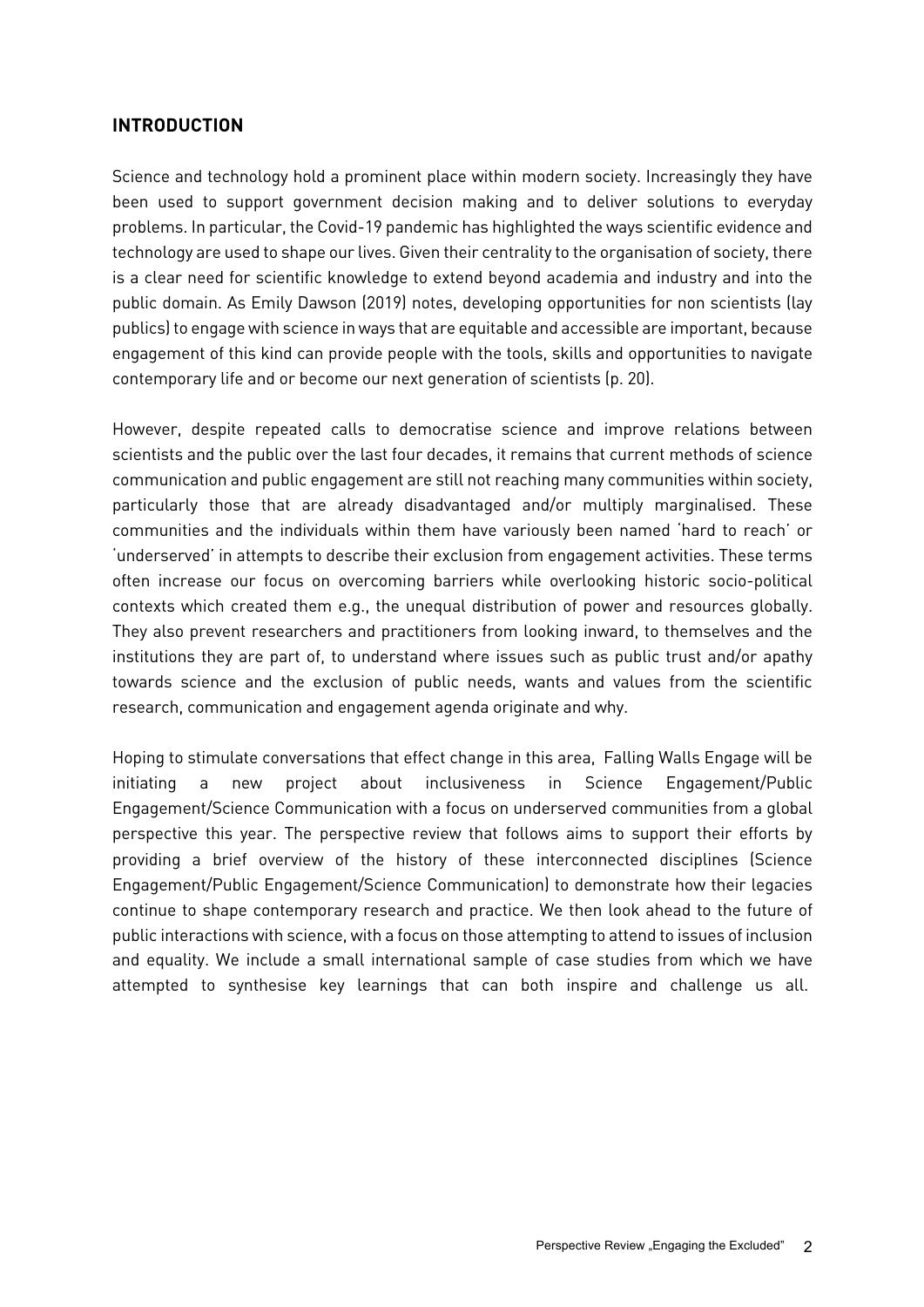## INTRODUCTION

Science and technology hold a prominent place within modern society. Increasingly they have been used to support government decision making and to deliver solutions to everyday problems. In particular, the Covid-19 pandemic has highlighted the ways scientific evidence and technology are used to shape our lives. Given their centrality to the organisation of society, there is a clear need for scientific knowledge to extend beyond academia and industry and into the public domain. As Emily Dawson (2019) notes, developing opportunities for non scientists (lay publics) to engage with science in ways that are equitable and accessible are important, because engagement of this kind can provide people with the tools, skills and opportunities to navigate contemporary life and or become our next generation of scientists (p. 20).

However, despite repeated calls to democratise science and improve relations between scientists and the public over the last four decades, it remains that current methods of science communication and public engagement are still not reaching many communities within society, particularly those that are already disadvantaged and/or multiply marginalised. These communities and the individuals within them have variously been named 'hard to reach' or 'underserved' in attempts to describe their exclusion from engagement activities. These terms often increase our focus on overcoming barriers while overlooking historic socio-political contexts which created them e.g., the unequal distribution of power and resources globally. They also prevent researchers and practitioners from looking inward, to themselves and the institutions they are part of, to understand where issues such as public trust and/or apathy towards science and the exclusion of public needs, wants and values from the scientific research, communication and engagement agenda originate and why.

Hoping to stimulate conversations that effect change in this area, Falling Walls Engage will be initiating a new project about inclusiveness in Science Engagement/Public Engagement/Science Communication with a focus on underserved communities from a global perspective this year. The perspective review that follows aims to support their efforts by providing a brief overview of the history of these interconnected disciplines (Science Engagement/Public Engagement/Science Communication) to demonstrate how their legacies continue to shape contemporary research and practice. We then look ahead to the future of public interactions with science, with a focus on those attempting to attend to issues of inclusion and equality. We include a small international sample of case studies from which we have attempted to synthesise key learnings that can both inspire and challenge us all.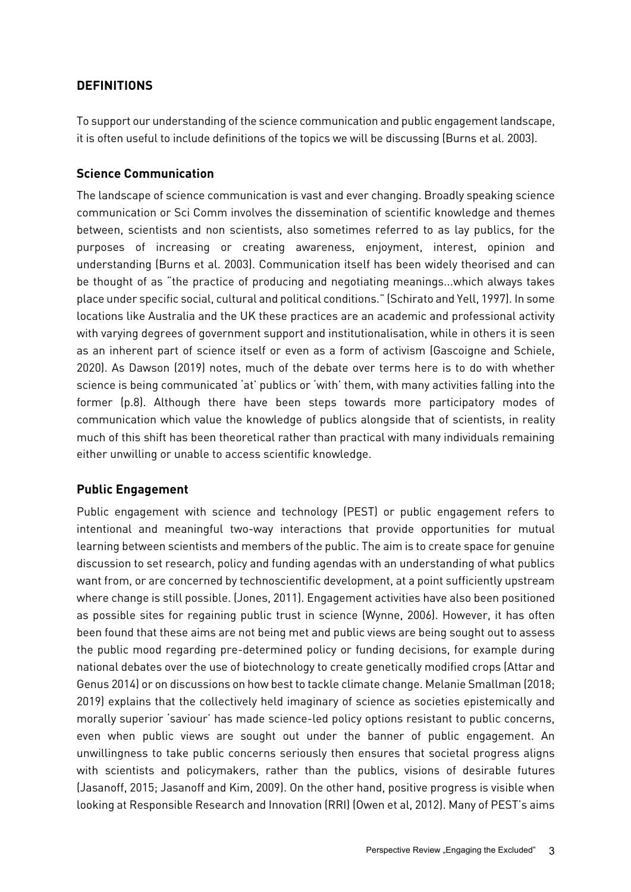## DEFINITIONS

To support our understanding of the science communication and public engagement landscape, it is often useful to include definitions of the topics we will be discussing (Burns et al. 2003).

### Science Communication

The landscape of science communication is vast and ever changing. Broadly speaking science communication or Sci Comm involves the dissemination of scientific knowledge and themes between, scientists and non scientists, also sometimes referred to as lay publics, for the purposes of increasing or creating awareness, enjoyment, interest, opinion and understanding (Burns et al. 2003). Communication itself has been widely theorised and can be thought of as "the practice of producing and negotiating meanings…which always takes place under specific social, cultural and political conditions." (Schirato and Yell, 1997). In some locations like Australia and the UK these practices are an academic and professional activity with varying degrees of government support and institutionalisation, while in others it is seen as an inherent part of science itself or even as a form of activism (Gascoigne and Schiele, 2020). As Dawson (2019) notes, much of the debate over terms here is to do with whether science is being communicated 'at' publics or 'with' them, with many activities falling into the former (p.8). Although there have been steps towards more participatory modes of communication which value the knowledge of publics alongside that of scientists, in reality much of this shift has been theoretical rather than practical with many individuals remaining either unwilling or unable to access scientific knowledge.

### Public Engagement

Public engagement with science and technology (PEST) or public engagement refers to intentional and meaningful two-way interactions that provide opportunities for mutual learning between scientists and members of the public. The aim is to create space for genuine discussion to set research, policy and funding agendas with an understanding of what publics want from, or are concerned by technoscientific development, at a point sufficiently upstream where change is still possible. (Jones, 2011). Engagement activities have also been positioned as possible sites for regaining public trust in science (Wynne, 2006). However, it has often been found that these aims are not being met and public views are being sought out to assess the public mood regarding pre-determined policy or funding decisions, for example during national debates over the use of biotechnology to create genetically modified crops (Attar and Genus 2014) or on discussions on how best to tackle climate change. Melanie Smallman (2018; 2019) explains that the collectively held imaginary of science as societies epistemically and morally superior 'saviour' has made science-led policy options resistant to public concerns, even when public views are sought out under the banner of public engagement. An unwillingness to take public concerns seriously then ensures that societal progress aligns with scientists and policymakers, rather than the publics, visions of desirable futures (Jasanoff, 2015; Jasanoff and Kim, 2009). On the other hand, positive progress is visible when looking at Responsible Research and Innovation (RRI) (Owen et al, 2012). Many of PEST's aims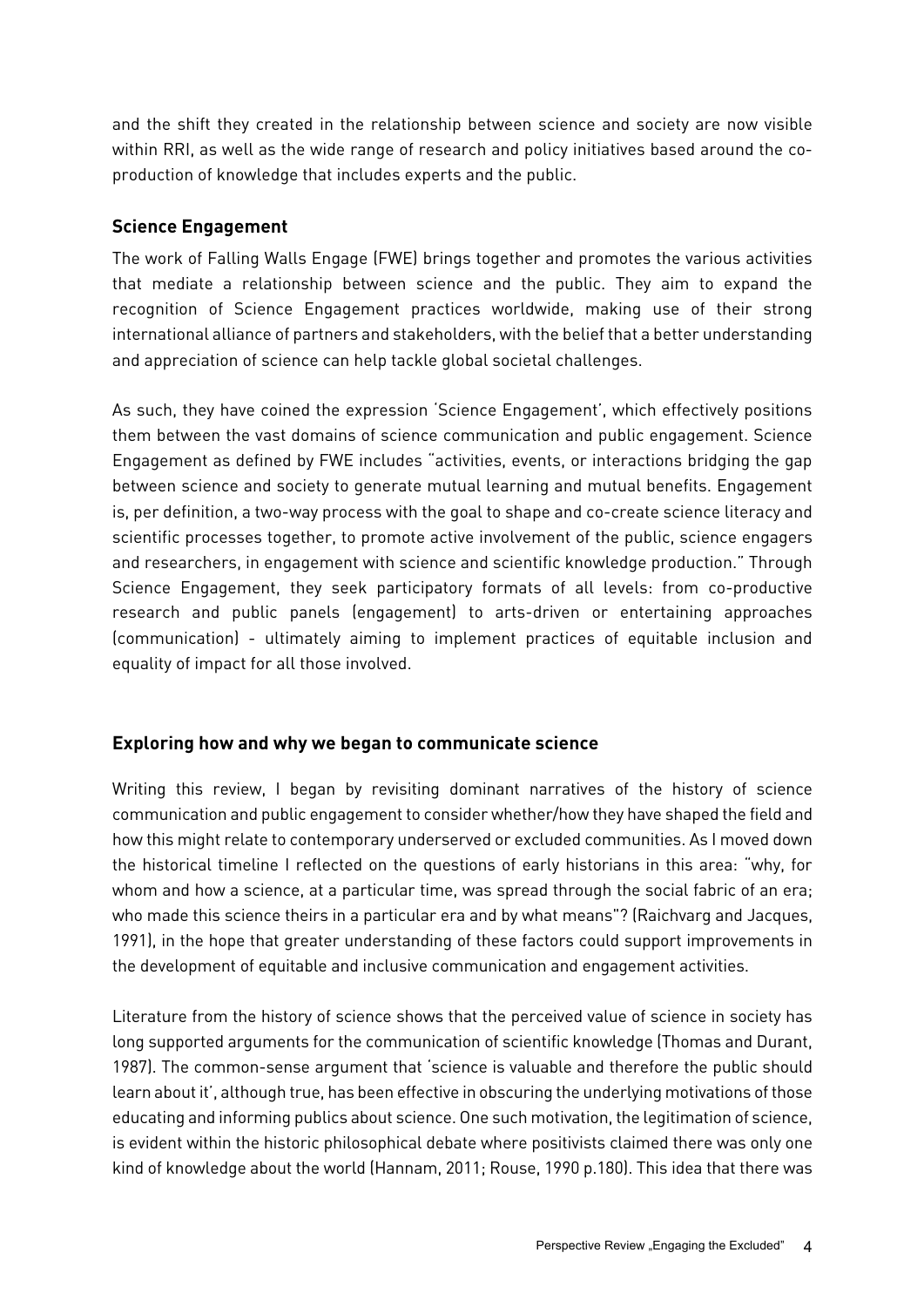and the shift they created in the relationship between science and society are now visible within RRI, as well as the wide range of research and policy initiatives based around the co-production of knowledge that includes experts and the public.

### Science Engagement

The work of Falling Walls Engage (FWE) brings together and promotes the various activities that mediate a relationship between science and the public. They aim to expand the recognition of Science Engagement practices worldwide, making use of their strong international alliance of partners and stakeholders, with the belief that a better understanding and appreciation of science can help tackle global societal challenges.

As such, they have coined the expression 'Science Engagement', which effectively positions them between the vast domains of science communication and public engagement. Science Engagement as defined by FWE includes "activities, events, or interactions bridging the gap between science and society to generate mutual learning and mutual benefits. Engagement is, per definition, a two-way process with the goal to shape and co-create science literacy and scientific processes together, to promote active involvement of the public, science engagers and researchers, in engagement with science and scientific knowledge production." Through Science Engagement, they seek participatory formats of all levels: from co-productive research and public panels (engagement) to arts-driven or entertaining approaches (communication) - ultimately aiming to implement practices of equitable inclusion and equality of impact for all those involved.

### Exploring how and why we began to communicate science

Writing this review, I began by revisiting dominant narratives of the history of science communication and public engagement to consider whether/how they have shaped the field and how this might relate to contemporary underserved or excluded communities. As I moved down the historical timeline I reflected on the questions of early historians in this area: "why, for whom and how a science, at a particular time, was spread through the social fabric of an era; who made this science theirs in a particular era and by what means"? (Raichvarg and Jacques, 1991), in the hope that greater understanding of these factors could support improvements in the development of equitable and inclusive communication and engagement activities.

Literature from the history of science shows that the perceived value of science in society has long supported arguments for the communication of scientific knowledge (Thomas and Durant, 1987). The common-sense argument that 'science is valuable and therefore the public should learn about it', although true, has been effective in obscuring the underlying motivations of those educating and informing publics about science. One such motivation, the legitimation of science, is evident within the historic philosophical debate where positivists claimed there was only one kind of knowledge about the world (Hannam, 2011; Rouse, 1990 p.180). This idea that there was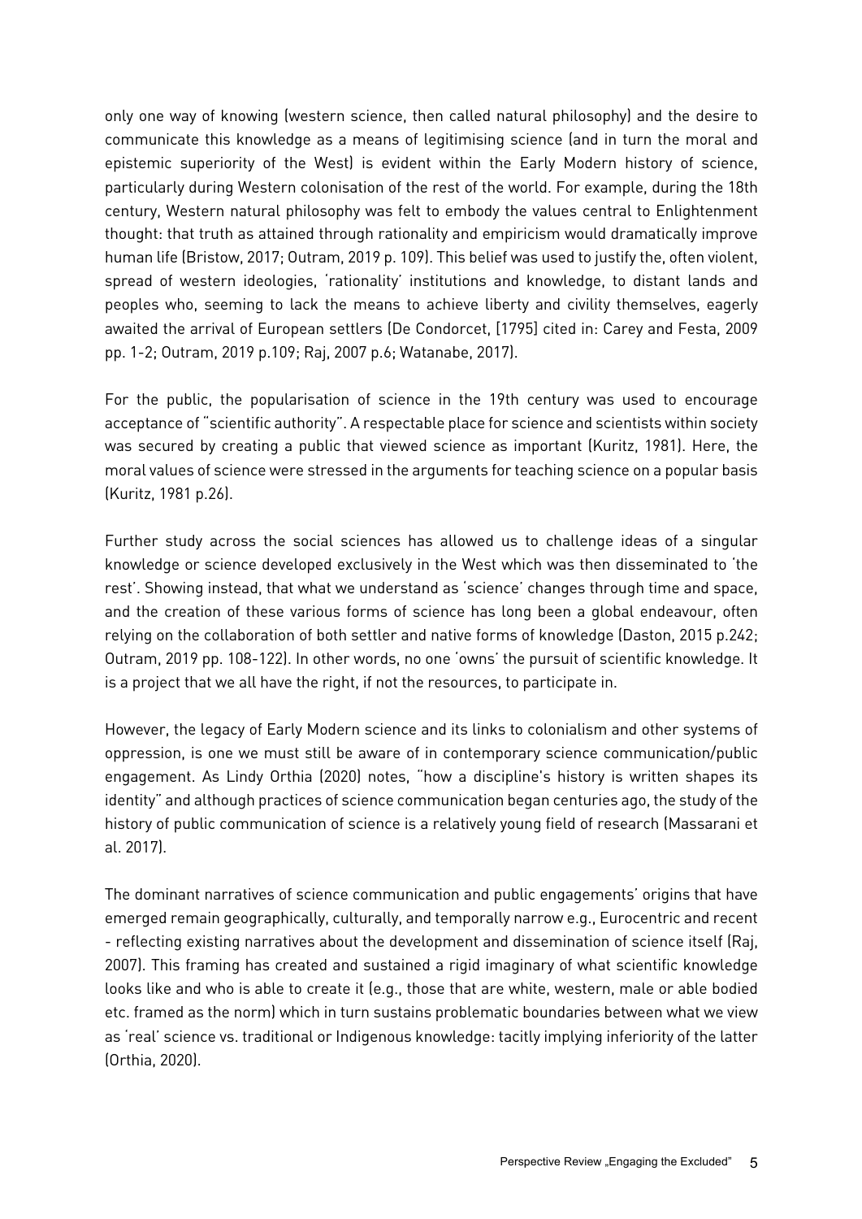only one way of knowing (western science, then called natural philosophy) and the desire to communicate this knowledge as a means of legitimising science (and in turn the moral and epistemic superiority of the West) is evident within the Early Modern history of science, particularly during Western colonisation of the rest of the world. For example, during the 18th century, Western natural philosophy was felt to embody the values central to Enlightenment thought: that truth as attained through rationality and empiricism would dramatically improve human life (Bristow, 2017; Outram, 2019 p. 109). This belief was used to justify the, often violent, spread of western ideologies, 'rationality' institutions and knowledge, to distant lands and peoples who, seeming to lack the means to achieve liberty and civility themselves, eagerly awaited the arrival of European settlers (De Condorcet, [1795] cited in: Carey and Festa, 2009 pp. 1-2; Outram, 2019 p.109; Raj, 2007 p.6; Watanabe, 2017).

For the public, the popularisation of science in the 19th century was used to encourage acceptance of "scientific authority". A respectable place for science and scientists within society was secured by creating a public that viewed science as important (Kuritz, 1981). Here, the moral values of science were stressed in the arguments for teaching science on a popular basis (Kuritz, 1981 p.26).

Further study across the social sciences has allowed us to challenge ideas of a singular knowledge or science developed exclusively in the West which was then disseminated to 'the rest'. Showing instead, that what we understand as 'science' changes through time and space, and the creation of these various forms of science has long been a global endeavour, often relying on the collaboration of both settler and native forms of knowledge (Daston, 2015 p.242; Outram, 2019 pp. 108-122). In other words, no one 'owns' the pursuit of scientific knowledge. It is a project that we all have the right, if not the resources, to participate in.

However, the legacy of Early Modern science and its links to colonialism and other systems of oppression, is one we must still be aware of in contemporary science communication/public engagement. As Lindy Orthia (2020) notes, "how a discipline's history is written shapes its identity" and although practices of science communication began centuries ago, the study of the history of public communication of science is a relatively young field of research (Massarani et al. 2017).

The dominant narratives of science communication and public engagements' origins that have emerged remain geographically, culturally, and temporally narrow e.g., Eurocentric and recent - reflecting existing narratives about the development and dissemination of science itself (Raj, 2007). This framing has created and sustained a rigid imaginary of what scientific knowledge looks like and who is able to create it (e.g., those that are white, western, male or able bodied etc. framed as the norm) which in turn sustains problematic boundaries between what we view as 'real' science vs. traditional or Indigenous knowledge: tacitly implying inferiority of the latter (Orthia, 2020).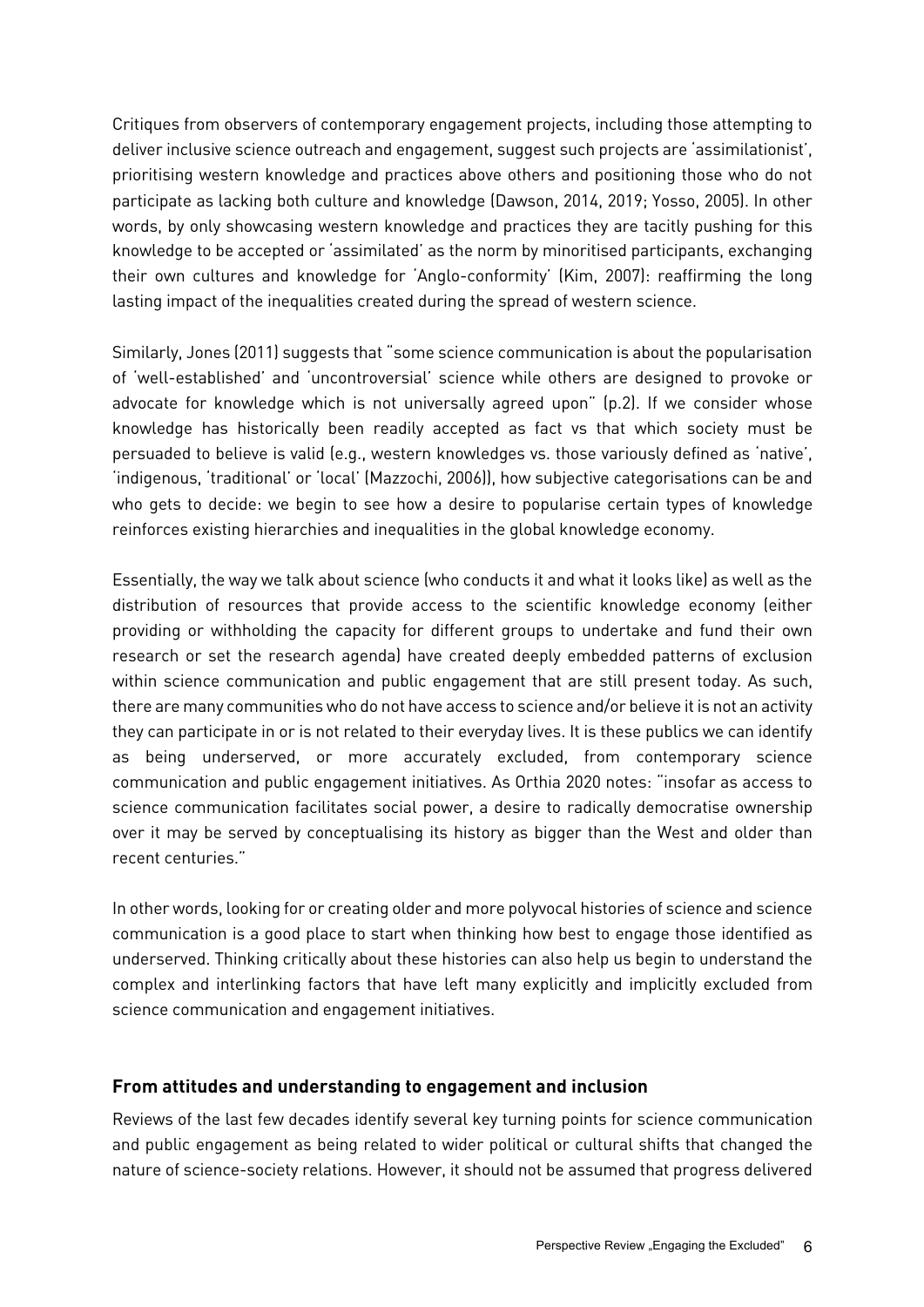Critiques from observers of contemporary engagement projects, including those attempting to deliver inclusive science outreach and engagement, suggest such projects are 'assimilationist', prioritising western knowledge and practices above others and positioning those who do not participate as lacking both culture and knowledge (Dawson, 2014, 2019; Yosso, 2005). In other words, by only showcasing western knowledge and practices they are tacitly pushing for this knowledge to be accepted or 'assimilated' as the norm by minoritised participants, exchanging their own cultures and knowledge for 'Anglo-conformity' (Kim, 2007): reaffirming the long lasting impact of the inequalities created during the spread of western science.

Similarly, Jones (2011) suggests that "some science communication is about the popularisation of 'well-established' and 'uncontroversial' science while others are designed to provoke or advocate for knowledge which is not universally agreed upon" (p.2). If we consider whose knowledge has historically been readily accepted as fact vs that which society must be persuaded to believe is valid (e.g., western knowledges vs. those variously defined as 'native', 'indigenous', 'traditional' or 'local' (Mazzochi, 2006)), how subjective categorisations can be and who gets to decide: we begin to see how a desire to popularise certain types of knowledge reinforces existing hierarchies and inequalities in the global knowledge economy.

Essentially, the way we talk about science (who conducts it and what it looks like) as well as the distribution of resources that provide access to the scientific knowledge economy (either providing or withholding the capacity for different groups to undertake and fund their own research or set the research agenda) have created deeply embedded patterns of exclusion within science communication and public engagement that are still present today. As such, there are many communities who do not have access to science and/or believe it is not an activity they can participate in or is not related to their everyday lives. It is these publics we can identify as being underserved, or more accurately excluded, from contemporary science communication and public engagement initiatives. As Orthia 2020 notes: "insofar as access to science communication facilitates social power, a desire to radically democratise ownership over it may be served by conceptualising its history as bigger than the West and older than recent centuries."

In other words, looking for or creating older and more polyvocal histories of science and science communication is a good place to start when thinking how best to engage those identified as underserved. Thinking critically about these histories can also help us begin to understand the complex and interlinking factors that have left many explicitly and implicitly excluded from science communication and engagement initiatives.

### From attitudes and understanding to engagement and inclusion

Reviews of the last few decades identify several key turning points for science communication and public engagement as being related to wider political or cultural shifts that changed the nature of science-society relations. However, it should not be assumed that progress delivered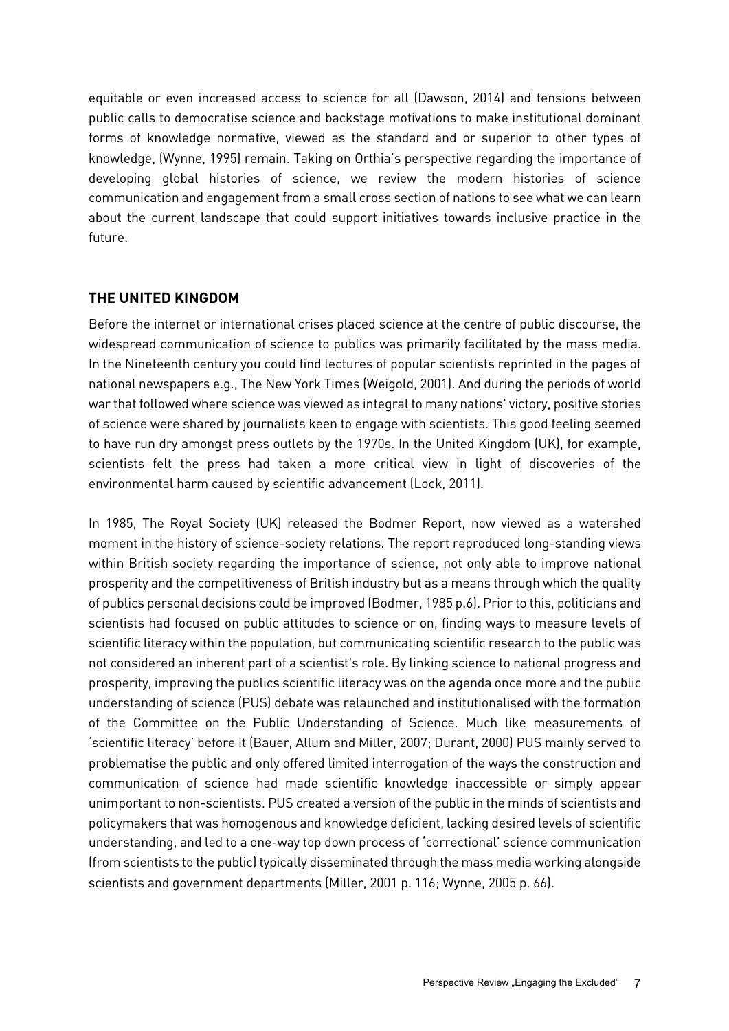equitable or even increased access to science for all (Dawson, 2014) and tensions between public calls to democratise science and backstage motivations to make institutional dominant forms of knowledge normative, viewed as the standard and or superior to other types of knowledge, (Wynne, 1995) remain. Taking on Orthia's perspective regarding the importance of developing global histories of science, we review the modern histories of science communication and engagement from a small cross section of nations to see what we can learn about the current landscape that could support initiatives towards inclusive practice in the future.

## THE UNITED KINGDOM

Before the internet or international crises placed science at the centre of public discourse, the widespread communication of science to publics was primarily facilitated by the mass media. In the Nineteenth century you could find lectures of popular scientists reprinted in the pages of national newspapers e.g., The New York Times (Weigold, 2001). And during the periods of world war that followed where science was viewed as integral to many nations' victory, positive stories of science were shared by journalists keen to engage with scientists. This good feeling seemed to have run dry amongst press outlets by the 1970s. In the United Kingdom (UK), for example, scientists felt the press had taken a more critical view in light of discoveries of the environmental harm caused by scientific advancement (Lock, 2011).

In 1985, The Royal Society (UK) released the Bodmer Report, now viewed as a watershed moment in the history of science-society relations. The report reproduced long-standing views within British society regarding the importance of science, not only able to improve national prosperity and the competitiveness of British industry but as a means through which the quality of publics personal decisions could be improved (Bodmer, 1985 p.6). Prior to this, politicians and scientists had focused on public attitudes to science or on, finding ways to measure levels of scientific literacy within the population, but communicating scientific research to the public was not considered an inherent part of a scientist's role. By linking science to national progress and prosperity, improving the publics scientific literacy was on the agenda once more and the public understanding of science (PUS) debate was relaunched and institutionalised with the formation of the Committee on the Public Understanding of Science. Much like measurements of 'scientific literacy' before it (Bauer, Allum and Miller, 2007; Durant, 2000) PUS mainly served to problematise the public and only offered limited interrogation of the ways the construction and communication of science had made scientific knowledge inaccessible or simply appear unimportant to non-scientists. PUS created a version of the public in the minds of scientists and policymakers that was homogenous and knowledge deficient, lacking desired levels of scientific understanding, and led to a one-way top down process of 'correctional' science communication (from scientists to the public) typically disseminated through the mass media working alongside scientists and government departments (Miller, 2001 p. 116; Wynne, 2005 p. 66).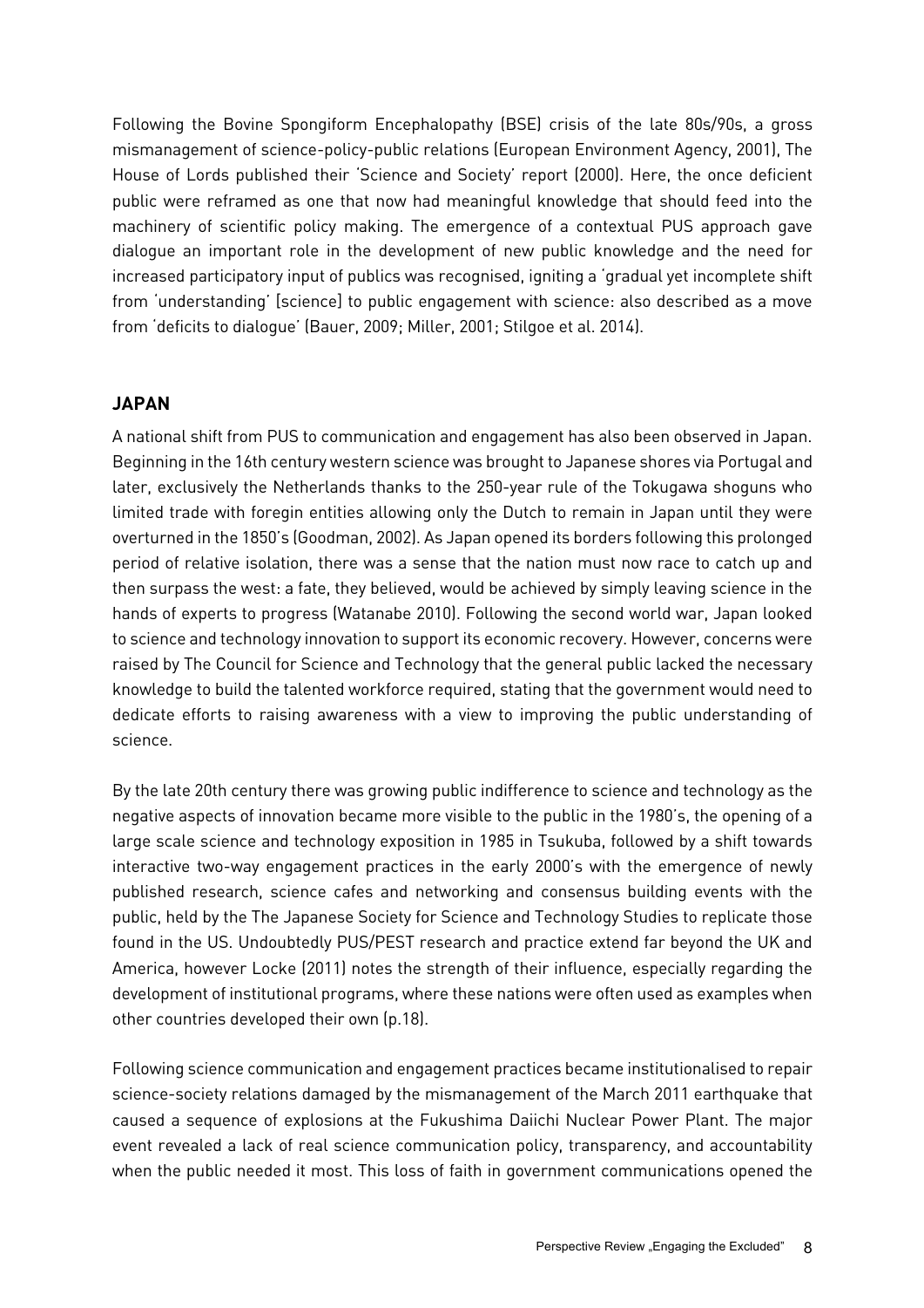Following the Bovine Spongiform Encephalopathy (BSE) crisis of the late 80s/90s, a gross mismanagement of science-policy-public relations (European Environment Agency, 2001), The House of Lords published their 'Science and Society' report (2000). Here, the once deficient public were reframed as one that now had meaningful knowledge that should feed into the machinery of scientific policy making. The emergence of a contextual PUS approach gave dialogue an important role in the development of new public knowledge and the need for increased participatory input of publics was recognised, igniting a 'gradual yet incomplete shift from 'understanding' [science] to public engagement with science: also described as a move from 'deficits to dialogue' (Bauer, 2009; Miller, 2001; Stilgoe et al. 2014).

## JAPAN

A national shift from PUS to communication and engagement has also been observed in Japan. Beginning in the 16th century western science was brought to Japanese shores via Portugal and later, exclusively the Netherlands thanks to the 250-year rule of the Tokugawa shoguns who limited trade with foregin entities allowing only the Dutch to remain in Japan until they were overturned in the 1850's (Goodman, 2002). As Japan opened its borders following this prolonged period of relative isolation, there was a sense that the nation must now race to catch up and then surpass the west: a fate, they believed, would be achieved by simply leaving science in the hands of experts to progress (Watanabe 2010). Following the second world war, Japan looked to science and technology innovation to support its economic recovery. However, concerns were raised by The Council for Science and Technology that the general public lacked the necessary knowledge to build the talented workforce required, stating that the government would need to dedicate efforts to raising awareness with a view to improving the public understanding of science.

By the late 20th century there was growing public indifference to science and technology as the negative aspects of innovation became more visible to the public in the 1980's, the opening of a large scale science and technology exposition in 1985 in Tsukuba, followed by a shift towards interactive two-way engagement practices in the early 2000's with the emergence of newly published research, science cafes and networking and consensus building events with the public, held by the The Japanese Society for Science and Technology Studies to replicate those found in the US. Undoubtedly PUS/PEST research and practice extend far beyond the UK and America, however Locke (2011) notes the strength of their influence, especially regarding the development of institutional programs, where these nations were often used as examples when other countries developed their own (p.18).

Following science communication and engagement practices became institutionalised to repair science-society relations damaged by the mismanagement of the March 2011 earthquake that caused a sequence of explosions at the Fukushima Daiichi Nuclear Power Plant. The major event revealed a lack of real science communication policy, transparency, and accountability when the public needed it most. This loss of faith in government communications opened the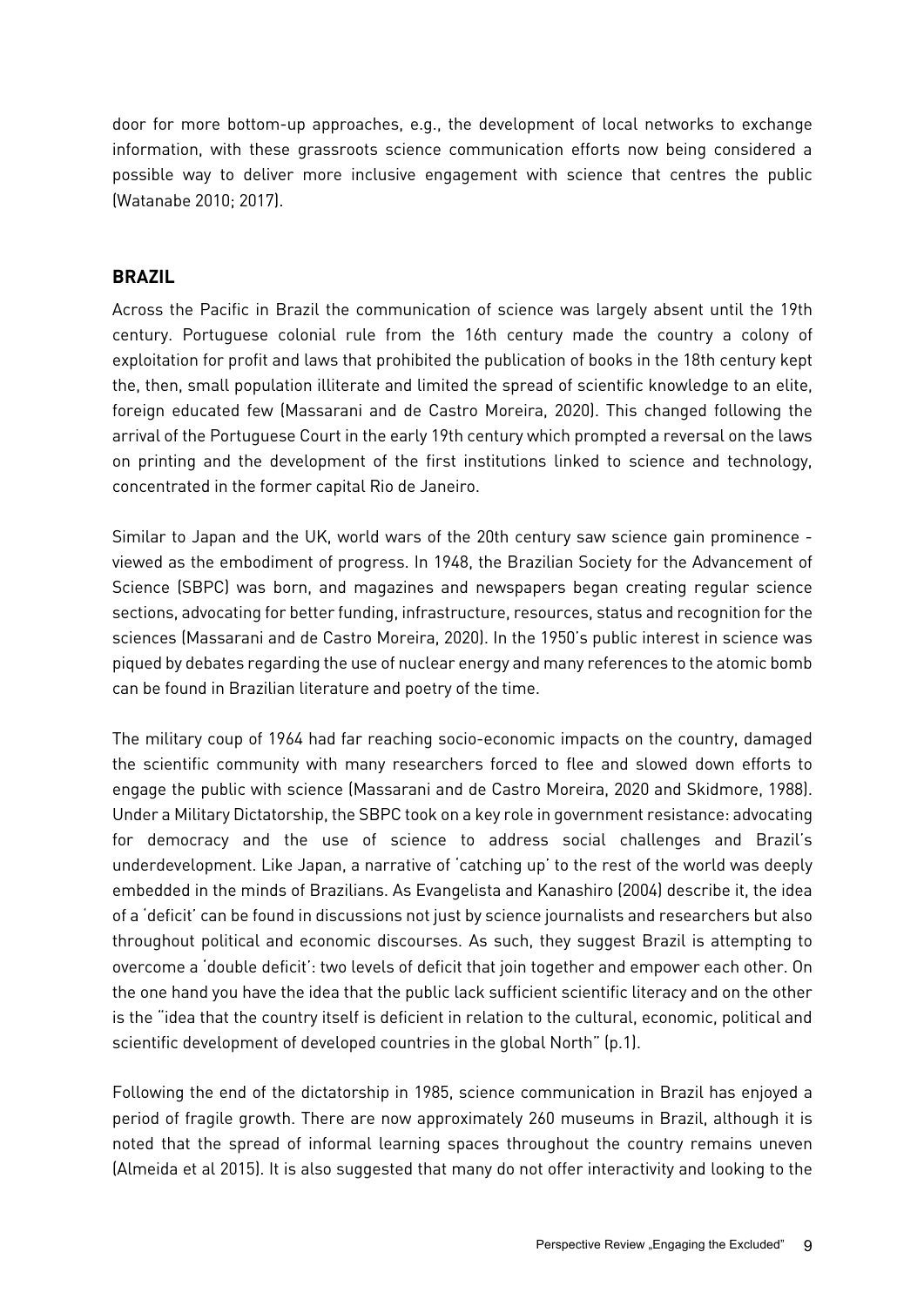door for more bottom-up approaches, e.g., the development of local networks to exchange information, with these grassroots science communication efforts now being considered a possible way to deliver more inclusive engagement with science that centres the public (Watanabe 2010; 2017).

## BRAZIL

Across the Pacific in Brazil the communication of science was largely absent until the 19th century. Portuguese colonial rule from the 16th century made the country a colony of exploitation for profit and laws that prohibited the publication of books in the 18th century kept the, then, small population illiterate and limited the spread of scientific knowledge to an elite, foreign educated few (Massarani and de Castro Moreira, 2020). This changed following the arrival of the Portuguese Court in the early 19th century which prompted a reversal on the laws on printing and the development of the first institutions linked to science and technology, concentrated in the former capital Rio de Janeiro.

Similar to Japan and the UK, world wars of the 20th century saw science gain prominence - viewed as the embodiment of progress. In 1948, the Brazilian Society for the Advancement of Science (SBPC) was born, and magazines and newspapers began creating regular science sections, advocating for better funding, infrastructure, resources, status and recognition for the sciences (Massarani and de Castro Moreira, 2020). In the 1950's public interest in science was piqued by debates regarding the use of nuclear energy and many references to the atomic bomb can be found in Brazilian literature and poetry of the time.

The military coup of 1964 had far reaching socio-economic impacts on the country, damaged the scientific community with many researchers forced to flee and slowed down efforts to engage the public with science (Massarani and de Castro Moreira, 2020 and Skidmore, 1988). Under a Military Dictatorship, the SBPC took on a key role in government resistance: advocating for democracy and the use of science to address social challenges and Brazil's underdevelopment. Like Japan, a narrative of 'catching up' to the rest of the world was deeply embedded in the minds of Brazilians. As Evangelista and Kanashiro (2004) describe it, the idea of a 'deficit' can be found in discussions not just by science journalists and researchers but also throughout political and economic discourses. As such, they suggest Brazil is attempting to overcome a 'double deficit': two levels of deficit that join together and empower each other. On the one hand you have the idea that the public lack sufficient scientific literacy and on the other is the "idea that the country itself is deficient in relation to the cultural, economic, political and scientific development of developed countries in the global North" (p.1).

Following the end of the dictatorship in 1985, science communication in Brazil has enjoyed a period of fragile growth. There are now approximately 260 museums in Brazil, although it is noted that the spread of informal learning spaces throughout the country remains uneven (Almeida et al 2015). It is also suggested that many do not offer interactivity and looking to the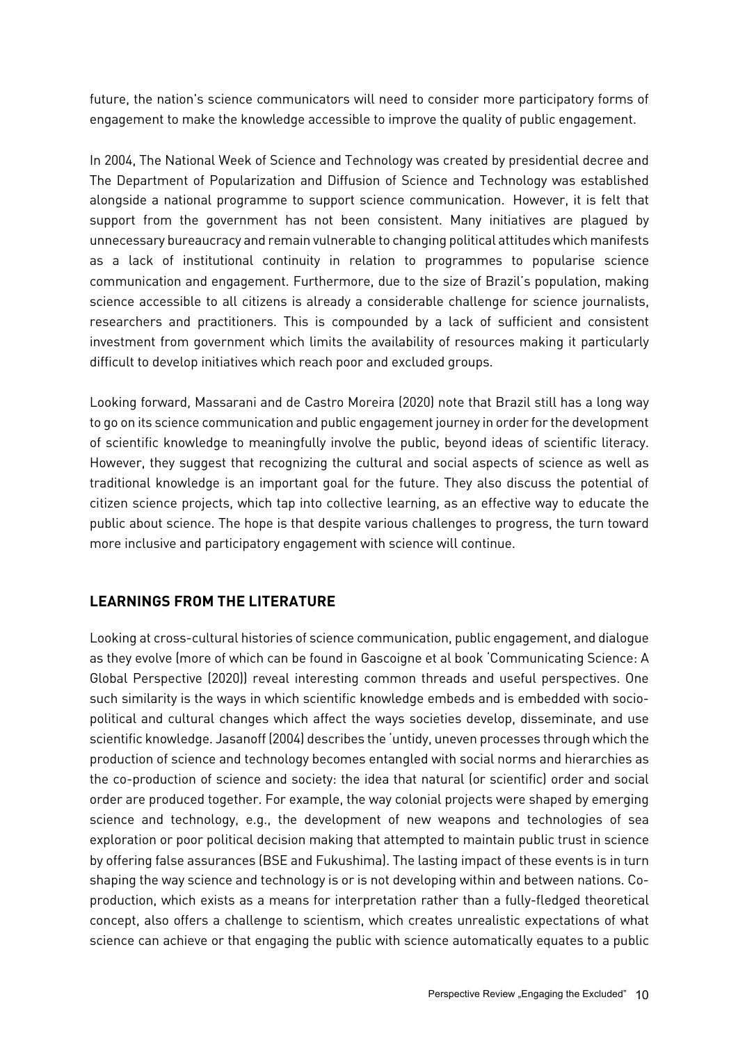future, the nation's science communicators will need to consider more participatory forms of engagement to make the knowledge accessible to improve the quality of public engagement.

In 2004, The National Week of Science and Technology was created by presidential decree and The Department of Popularization and Diffusion of Science and Technology was established alongside a national programme to support science communication. However, it is felt that support from the government has not been consistent. Many initiatives are plagued by unnecessary bureaucracy and remain vulnerable to changing political attitudes which manifests as a lack of institutional continuity in relation to programmes to popularise science communication and engagement. Furthermore, due to the size of Brazil's population, making science accessible to all citizens is already a considerable challenge for science journalists, researchers and practitioners. This is compounded by a lack of sufficient and consistent investment from government which limits the availability of resources making it particularly difficult to develop initiatives which reach poor and excluded groups.

Looking forward, Massarani and de Castro Moreira (2020) note that Brazil still has a long way to go on its science communication and public engagement journey in order for the development of scientific knowledge to meaningfully involve the public, beyond ideas of scientific literacy. However, they suggest that recognizing the cultural and social aspects of science as well as traditional knowledge is an important goal for the future. They also discuss the potential of citizen science projects, which tap into collective learning, as an effective way to educate the public about science. The hope is that despite various challenges to progress, the turn toward more inclusive and participatory engagement with science will continue.

## LEARNINGS FROM THE LITERATURE

Looking at cross-cultural histories of science communication, public engagement, and dialogue as they evolve (more of which can be found in Gascoigne et al book 'Communicating Science: A Global Perspective (2020)) reveal interesting common threads and useful perspectives. One such similarity is the ways in which scientific knowledge embeds and is embedded with socio-political and cultural changes which affect the ways societies develop, disseminate, and use scientific knowledge. Jasanoff (2004) describes the 'untidy, uneven processes through which the production of science and technology becomes entangled with social norms and hierarchies as the co-production of science and society: the idea that natural (or scientific) order and social order are produced together. For example, the way colonial projects were shaped by emerging science and technology, e.g., the development of new weapons and technologies of sea exploration or poor political decision making that attempted to maintain public trust in science by offering false assurances (BSE and Fukushima). The lasting impact of these events is in turn shaping the way science and technology is or is not developing within and between nations. Co-production, which exists as a means for interpretation rather than a fully-fledged theoretical concept, also offers a challenge to scientism, which creates unrealistic expectations of what science can achieve or that engaging the public with science automatically equates to a public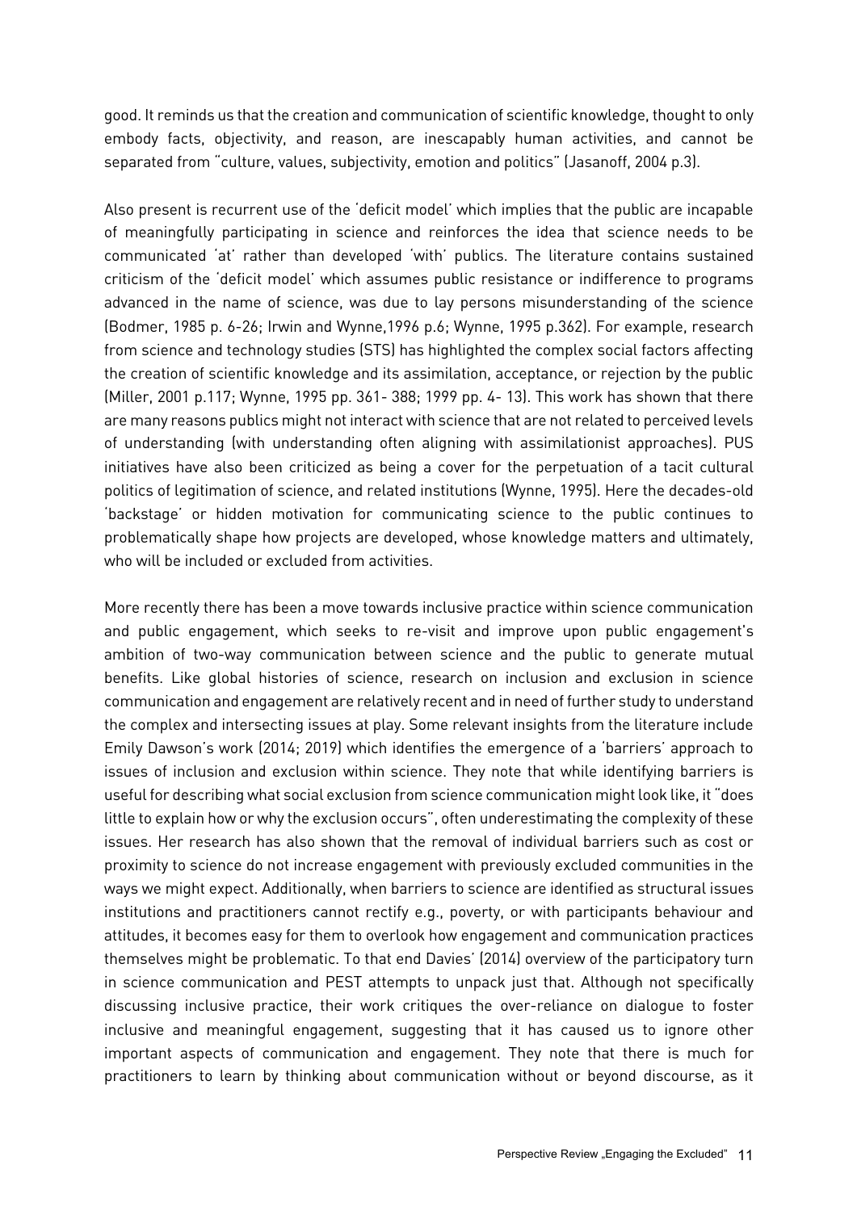good. It reminds us that the creation and communication of scientific knowledge, thought to only embody facts, objectivity, and reason, are inescapably human activities, and cannot be separated from "culture, values, subjectivity, emotion and politics" (Jasanoff, 2004 p.3).

Also present is recurrent use of the 'deficit model' which implies that the public are incapable of meaningfully participating in science and reinforces the idea that science needs to be communicated 'at' rather than developed 'with' publics. The literature contains sustained criticism of the 'deficit model' which assumes public resistance or indifference to programs advanced in the name of science, was due to lay persons misunderstanding of the science (Bodmer, 1985 p. 6-26; Irwin and Wynne,1996 p.6; Wynne, 1995 p.362). For example, research from science and technology studies (STS) has highlighted the complex social factors affecting the creation of scientific knowledge and its assimilation, acceptance, or rejection by the public (Miller, 2001 p.117; Wynne, 1995 pp. 361- 388; 1999 pp. 4- 13). This work has shown that there are many reasons publics might not interact with science that are not related to perceived levels of understanding (with understanding often aligning with assimilationist approaches). PUS initiatives have also been criticized as being a cover for the perpetuation of a tacit cultural politics of legitimation of science, and related institutions (Wynne, 1995). Here the decades-old 'backstage' or hidden motivation for communicating science to the public continues to problematically shape how projects are developed, whose knowledge matters and ultimately, who will be included or excluded from activities.

More recently there has been a move towards inclusive practice within science communication and public engagement, which seeks to re-visit and improve upon public engagement's ambition of two-way communication between science and the public to generate mutual benefits. Like global histories of science, research on inclusion and exclusion in science communication and engagement are relatively recent and in need of further study to understand the complex and intersecting issues at play. Some relevant insights from the literature include Emily Dawson's work (2014; 2019) which identifies the emergence of a 'barriers' approach to issues of inclusion and exclusion within science. They note that while identifying barriers is useful for describing what social exclusion from science communication might look like, it "does little to explain how or why the exclusion occurs", often underestimating the complexity of these issues. Her research has also shown that the removal of individual barriers such as cost or proximity to science do not increase engagement with previously excluded communities in the ways we might expect. Additionally, when barriers to science are identified as structural issues institutions and practitioners cannot rectify e.g., poverty, or with participants behaviour and attitudes, it becomes easy for them to overlook how engagement and communication practices themselves might be problematic. To that end Davies' (2014) overview of the participatory turn in science communication and PEST attempts to unpack just that. Although not specifically discussing inclusive practice, their work critiques the over-reliance on dialogue to foster inclusive and meaningful engagement, suggesting that it has caused us to ignore other important aspects of communication and engagement. They note that there is much for practitioners to learn by thinking about communication without or beyond discourse, as it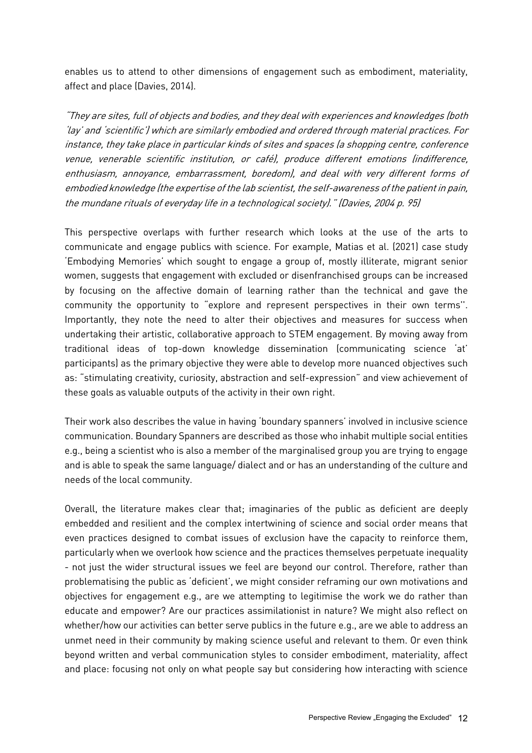enables us to attend to other dimensions of engagement such as embodiment, materiality, affect and place (Davies, 2014).

*"They are sites, full of objects and bodies, and they deal with experiences and knowledges (both 'lay' and 'scientific') which are similarly embodied and ordered through material practices. For instance, they take place in particular kinds of sites and spaces (a shopping centre, conference venue, venerable scientific institution, or café), produce different emotions (indifference, enthusiasm, annoyance, embarrassment, boredom), and deal with very different forms of embodied knowledge (the expertise of the lab scientist, the self-awareness of the patient in pain, the mundane rituals of everyday life in a technological society)." (Davies, 2004 p. 95)*

This perspective overlaps with further research which looks at the use of the arts to communicate and engage publics with science. For example, Matias et al. (2021) case study 'Embodying Memories' which sought to engage a group of, mostly illiterate, migrant senior women, suggests that engagement with excluded or disenfranchised groups can be increased by focusing on the affective domain of learning rather than the technical and gave the community the opportunity to "explore and represent perspectives in their own terms''. Importantly, they note the need to alter their objectives and measures for success when undertaking their artistic, collaborative approach to STEM engagement. By moving away from traditional ideas of top-down knowledge dissemination (communicating science 'at' participants) as the primary objective they were able to develop more nuanced objectives such as: "stimulating creativity, curiosity, abstraction and self-expression" and view achievement of these goals as valuable outputs of the activity in their own right.

Their work also describes the value in having 'boundary spanners' involved in inclusive science communication. Boundary Spanners are described as those who inhabit multiple social entities e.g., being a scientist who is also a member of the marginalised group you are trying to engage and is able to speak the same language/ dialect and or has an understanding of the culture and needs of the local community.

Overall, the literature makes clear that; imaginaries of the public as deficient are deeply embedded and resilient and the complex intertwining of science and social order means that even practices designed to combat issues of exclusion have the capacity to reinforce them, particularly when we overlook how science and the practices themselves perpetuate inequality - not just the wider structural issues we feel are beyond our control. Therefore, rather than problematising the public as 'deficient', we might consider reframing our own motivations and objectives for engagement e.g., are we attempting to legitimise the work we do rather than educate and empower? Are our practices assimilationist in nature? We might also reflect on whether/how our activities can better serve publics in the future e.g., are we able to address an unmet need in their community by making science useful and relevant to them. Or even think beyond written and verbal communication styles to consider embodiment, materiality, affect and place: focusing not only on what people say but considering how interacting with science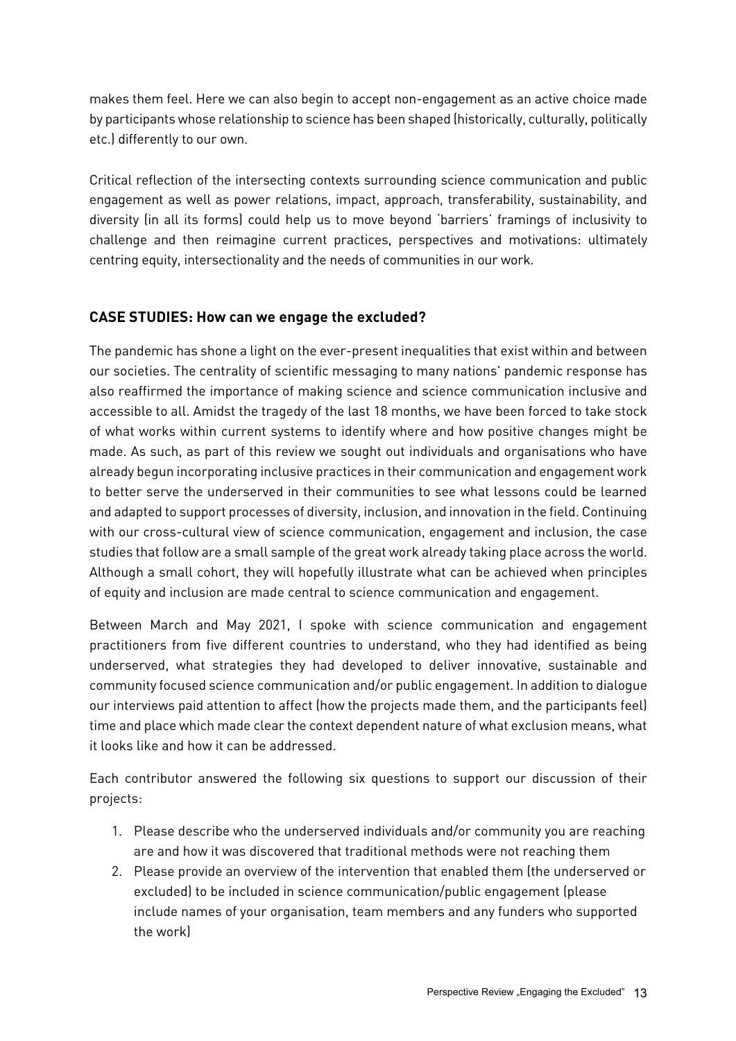makes them feel. Here we can also begin to accept non-engagement as an active choice made by participants whose relationship to science has been shaped (historically, culturally, politically etc.) differently to our own.

Critical reflection of the intersecting contexts surrounding science communication and public engagement as well as power relations, impact, approach, transferability, sustainability, and diversity (in all its forms) could help us to move beyond 'barriers' framings of inclusivity to challenge and then reimagine current practices, perspectives and motivations: ultimately centring equity, intersectionality and the needs of communities in our work.

## CASE STUDIES: How can we engage the excluded?

The pandemic has shone a light on the ever-present inequalities that exist within and between our societies. The centrality of scientific messaging to many nations' pandemic response has also reaffirmed the importance of making science and science communication inclusive and accessible to all. Amidst the tragedy of the last 18 months, we have been forced to take stock of what works within current systems to identify where and how positive changes might be made. As such, as part of this review we sought out individuals and organisations who have already begun incorporating inclusive practices in their communication and engagement work to better serve the underserved in their communities to see what lessons could be learned and adapted to support processes of diversity, inclusion, and innovation in the field. Continuing with our cross-cultural view of science communication, engagement and inclusion, the case studies that follow are a small sample of the great work already taking place across the world. Although a small cohort, they will hopefully illustrate what can be achieved when principles of equity and inclusion are made central to science communication and engagement.

Between March and May 2021, I spoke with science communication and engagement practitioners from five different countries to understand, who they had identified as being underserved, what strategies they had developed to deliver innovative, sustainable and community focused science communication and/or public engagement. In addition to dialogue our interviews paid attention to affect (how the projects made them, and the participants feel) time and place which made clear the context dependent nature of what exclusion means, what it looks like and how it can be addressed.

Each contributor answered the following six questions to support our discussion of their projects:

1. Please describe who the underserved individuals and/or community you are reaching are and how it was discovered that traditional methods were not reaching them
2. Please provide an overview of the intervention that enabled them (the underserved or excluded) to be included in science communication/public engagement (please include names of your organisation, team members and any funders who supported the work)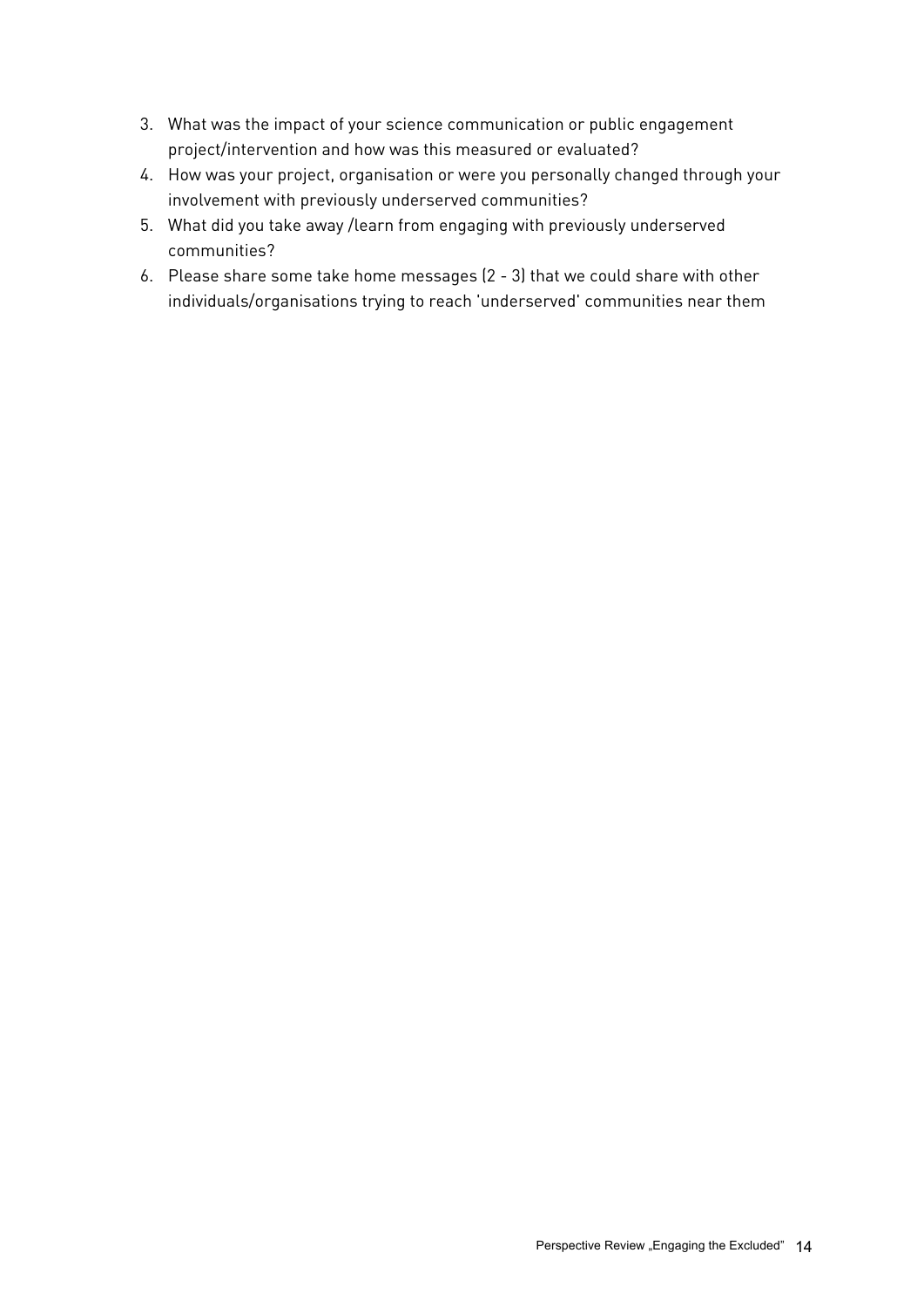3. What was the impact of your science communication or public engagement project/intervention and how was this measured or evaluated?
4. How was your project, organisation or were you personally changed through your involvement with previously underserved communities?
5. What did you take away /learn from engaging with previously underserved communities?
6. Please share some take home messages (2 - 3) that we could share with other individuals/organisations trying to reach 'underserved' communities near them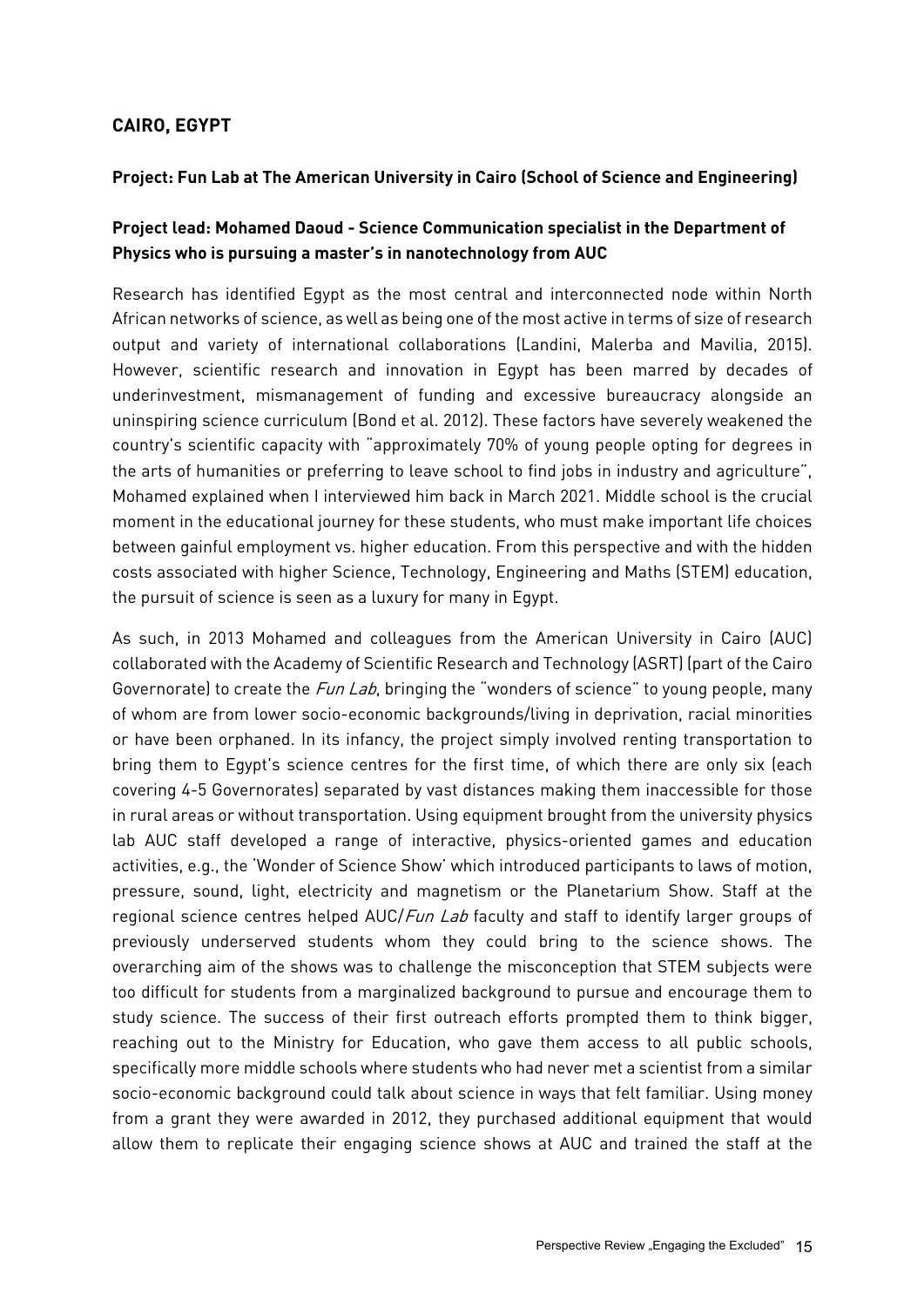## CAIRO, EGYPT

### Project: Fun Lab at The American University in Cairo (School of Science and Engineering)

### Project lead: Mohamed Daoud - Science Communication specialist in the Department of Physics who is pursuing a master's in nanotechnology from AUC

Research has identified Egypt as the most central and interconnected node within North African networks of science, as well as being one of the most active in terms of size of research output and variety of international collaborations (Landini, Malerba and Mavilia, 2015). However, scientific research and innovation in Egypt has been marred by decades of underinvestment, mismanagement of funding and excessive bureaucracy alongside an uninspiring science curriculum (Bond et al. 2012). These factors have severely weakened the country's scientific capacity with "approximately 70% of young people opting for degrees in the arts of humanities or preferring to leave school to find jobs in industry and agriculture", Mohamed explained when I interviewed him back in March 2021. Middle school is the crucial moment in the educational journey for these students, who must make important life choices between gainful employment vs. higher education. From this perspective and with the hidden costs associated with higher Science, Technology, Engineering and Maths (STEM) education, the pursuit of science is seen as a luxury for many in Egypt.

As such, in 2013 Mohamed and colleagues from the American University in Cairo (AUC) collaborated with the Academy of Scientific Research and Technology (ASRT) (part of the Cairo Governorate) to create the *Fun Lab*, bringing the "wonders of science" to young people, many of whom are from lower socio-economic backgrounds/living in deprivation, racial minorities or have been orphaned. In its infancy, the project simply involved renting transportation to bring them to Egypt's science centres for the first time, of which there are only six (each covering 4-5 Governorates) separated by vast distances making them inaccessible for those in rural areas or without transportation. Using equipment brought from the university physics lab AUC staff developed a range of interactive, physics-oriented games and education activities, e.g., the 'Wonder of Science Show' which introduced participants to laws of motion, pressure, sound, light, electricity and magnetism or the Planetarium Show. Staff at the regional science centres helped AUC/*Fun Lab* faculty and staff to identify larger groups of previously underserved students whom they could bring to the science shows. The overarching aim of the shows was to challenge the misconception that STEM subjects were too difficult for students from a marginalized background to pursue and encourage them to study science. The success of their first outreach efforts prompted them to think bigger, reaching out to the Ministry for Education, who gave them access to all public schools, specifically more middle schools where students who had never met a scientist from a similar socio-economic background could talk about science in ways that felt familiar. Using money from a grant they were awarded in 2012, they purchased additional equipment that would allow them to replicate their engaging science shows at AUC and trained the staff at the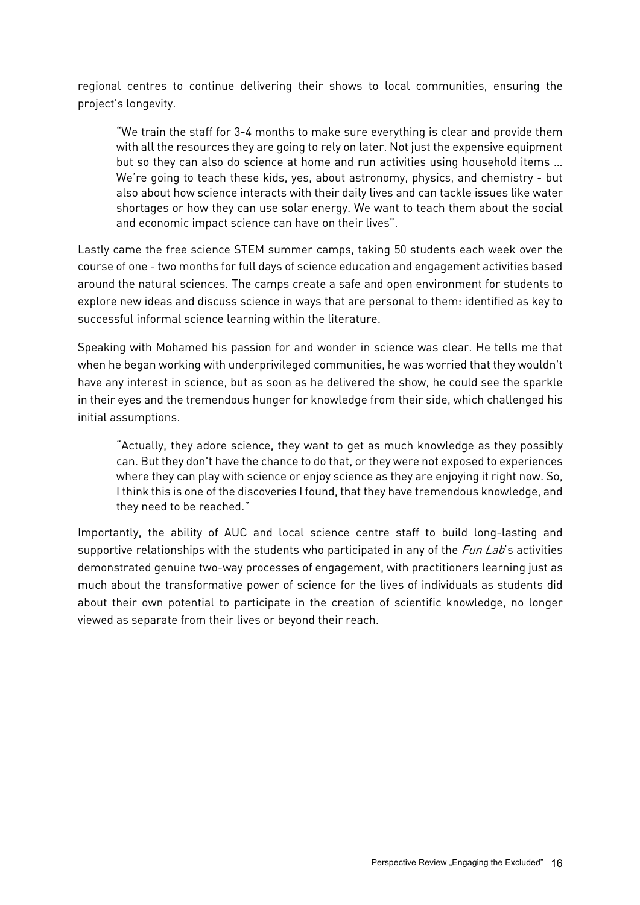regional centres to continue delivering their shows to local communities, ensuring the project's longevity.

> "We train the staff for 3-4 months to make sure everything is clear and provide them with all the resources they are going to rely on later. Not just the expensive equipment but so they can also do science at home and run activities using household items ... We're going to teach these kids, yes, about astronomy, physics, and chemistry - but also about how science interacts with their daily lives and can tackle issues like water shortages or how they can use solar energy. We want to teach them about the social and economic impact science can have on their lives".

Lastly came the free science STEM summer camps, taking 50 students each week over the course of one - two months for full days of science education and engagement activities based around the natural sciences. The camps create a safe and open environment for students to explore new ideas and discuss science in ways that are personal to them: identified as key to successful informal science learning within the literature.

Speaking with Mohamed his passion for and wonder in science was clear. He tells me that when he began working with underprivileged communities, he was worried that they wouldn't have any interest in science, but as soon as he delivered the show, he could see the sparkle in their eyes and the tremendous hunger for knowledge from their side, which challenged his initial assumptions.

> "Actually, they adore science, they want to get as much knowledge as they possibly can. But they don't have the chance to do that, or they were not exposed to experiences where they can play with science or enjoy science as they are enjoying it right now. So, I think this is one of the discoveries I found, that they have tremendous knowledge, and they need to be reached."

Importantly, the ability of AUC and local science centre staff to build long-lasting and supportive relationships with the students who participated in any of the *Fun Lab*'s activities demonstrated genuine two-way processes of engagement, with practitioners learning just as much about the transformative power of science for the lives of individuals as students did about their own potential to participate in the creation of scientific knowledge, no longer viewed as separate from their lives or beyond their reach.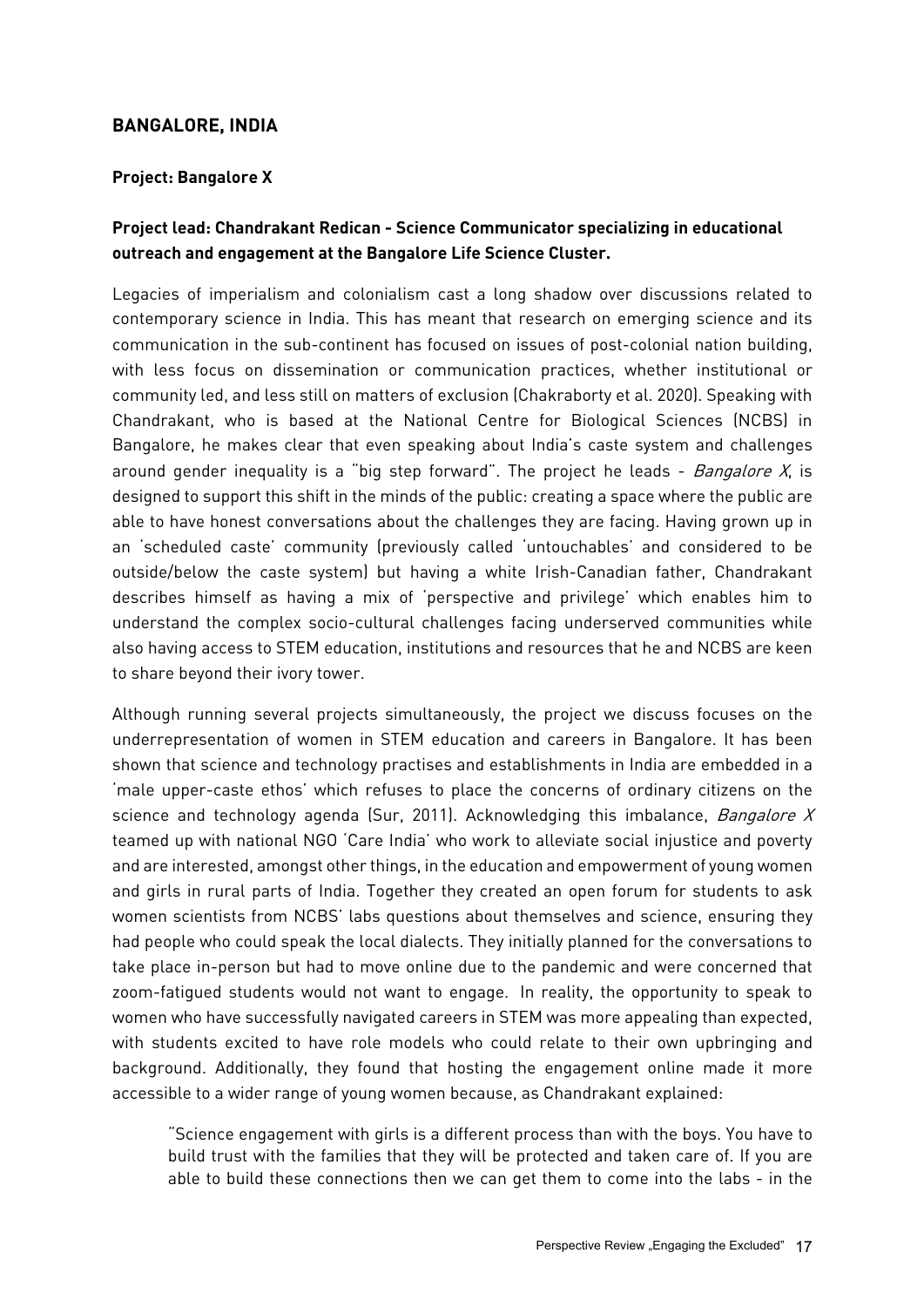## BANGALORE, INDIA

### Project: Bangalore X

### Project lead: Chandrakant Redican - Science Communicator specializing in educational outreach and engagement at the Bangalore Life Science Cluster.

Legacies of imperialism and colonialism cast a long shadow over discussions related to contemporary science in India. This has meant that research on emerging science and its communication in the sub-continent has focused on issues of post-colonial nation building, with less focus on dissemination or communication practices, whether institutional or community led, and less still on matters of exclusion (Chakraborty et al. 2020). Speaking with Chandrakant, who is based at the National Centre for Biological Sciences (NCBS) in Bangalore, he makes clear that even speaking about India's caste system and challenges around gender inequality is a "big step forward". The project he leads - *Bangalore X*, is designed to support this shift in the minds of the public: creating a space where the public are able to have honest conversations about the challenges they are facing. Having grown up in an 'scheduled caste' community (previously called 'untouchables' and considered to be outside/below the caste system) but having a white Irish-Canadian father, Chandrakant describes himself as having a mix of 'perspective and privilege' which enables him to understand the complex socio-cultural challenges facing underserved communities while also having access to STEM education, institutions and resources that he and NCBS are keen to share beyond their ivory tower.

Although running several projects simultaneously, the project we discuss focuses on the underrepresentation of women in STEM education and careers in Bangalore. It has been shown that science and technology practises and establishments in India are embedded in a 'male upper-caste ethos' which refuses to place the concerns of ordinary citizens on the science and technology agenda (Sur, 2011). Acknowledging this imbalance, *Bangalore X* teamed up with national NGO 'Care India' who work to alleviate social injustice and poverty and are interested, amongst other things, in the education and empowerment of young women and girls in rural parts of India. Together they created an open forum for students to ask women scientists from NCBS' labs questions about themselves and science, ensuring they had people who could speak the local dialects. They initially planned for the conversations to take place in-person but had to move online due to the pandemic and were concerned that zoom-fatigued students would not want to engage. In reality, the opportunity to speak to women who have successfully navigated careers in STEM was more appealing than expected, with students excited to have role models who could relate to their own upbringing and background. Additionally, they found that hosting the engagement online made it more accessible to a wider range of young women because, as Chandrakant explained:

> "Science engagement with girls is a different process than with the boys. You have to build trust with the families that they will be protected and taken care of. If you are able to build these connections then we can get them to come into the labs - in the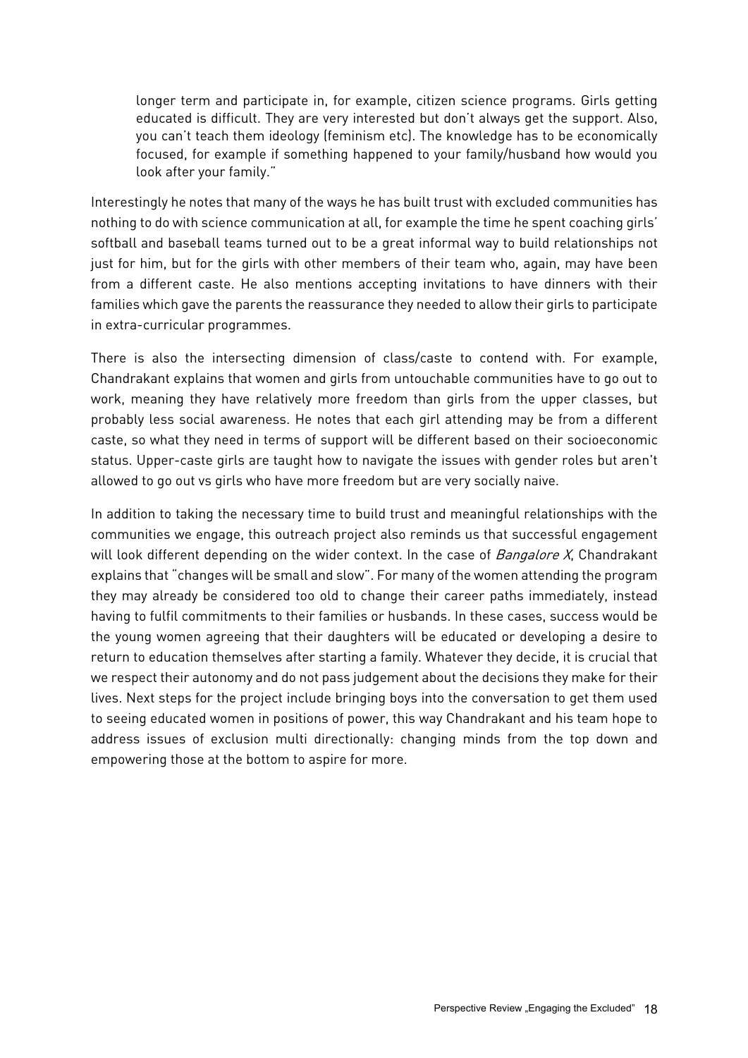> longer term and participate in, for example, citizen science programs. Girls getting educated is difficult. They are very interested but don't always get the support. Also, you can't teach them ideology (feminism etc). The knowledge has to be economically focused, for example if something happened to your family/husband how would you look after your family."

Interestingly he notes that many of the ways he has built trust with excluded communities has nothing to do with science communication at all, for example the time he spent coaching girls' softball and baseball teams turned out to be a great informal way to build relationships not just for him, but for the girls with other members of their team who, again, may have been from a different caste. He also mentions accepting invitations to have dinners with their families which gave the parents the reassurance they needed to allow their girls to participate in extra-curricular programmes.

There is also the intersecting dimension of class/caste to contend with. For example, Chandrakant explains that women and girls from untouchable communities have to go out to work, meaning they have relatively more freedom than girls from the upper classes, but probably less social awareness. He notes that each girl attending may be from a different caste, so what they need in terms of support will be different based on their socioeconomic status. Upper-caste girls are taught how to navigate the issues with gender roles but aren't allowed to go out vs girls who have more freedom but are very socially naive.

In addition to taking the necessary time to build trust and meaningful relationships with the communities we engage, this outreach project also reminds us that successful engagement will look different depending on the wider context. In the case of *Bangalore X*, Chandrakant explains that "changes will be small and slow". For many of the women attending the program they may already be considered too old to change their career paths immediately, instead having to fulfil commitments to their families or husbands. In these cases, success would be the young women agreeing that their daughters will be educated or developing a desire to return to education themselves after starting a family. Whatever they decide, it is crucial that we respect their autonomy and do not pass judgement about the decisions they make for their lives. Next steps for the project include bringing boys into the conversation to get them used to seeing educated women in positions of power, this way Chandrakant and his team hope to address issues of exclusion multi directionally: changing minds from the top down and empowering those at the bottom to aspire for more.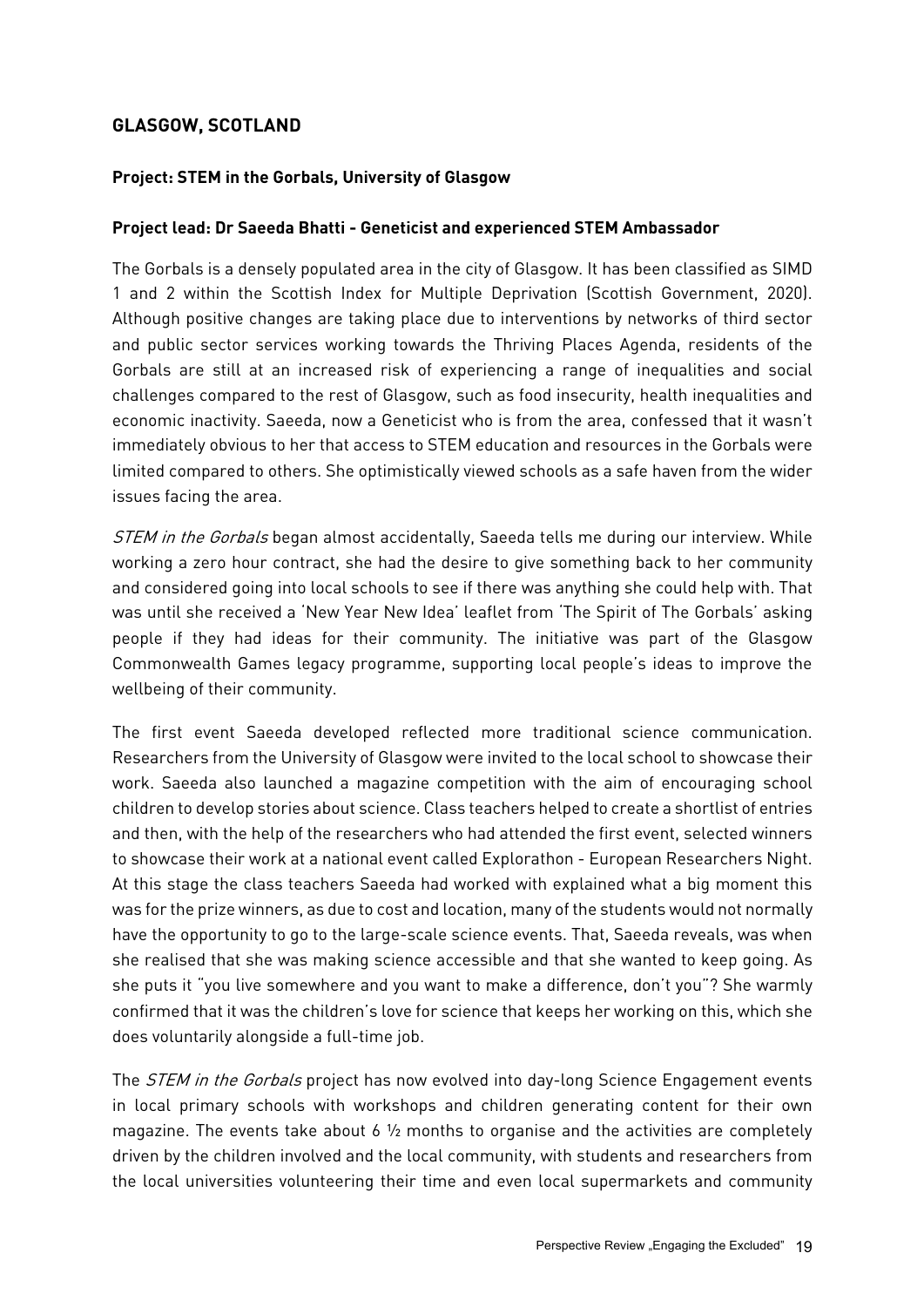## GLASGOW, SCOTLAND

**Project: STEM in the Gorbals, University of Glasgow**

**Project lead: Dr Saeeda Bhatti - Geneticist and experienced STEM Ambassador**

The Gorbals is a densely populated area in the city of Glasgow. It has been classified as SIMD 1 and 2 within the Scottish Index for Multiple Deprivation (Scottish Government, 2020). Although positive changes are taking place due to interventions by networks of third sector and public sector services working towards the Thriving Places Agenda, residents of the Gorbals are still at an increased risk of experiencing a range of inequalities and social challenges compared to the rest of Glasgow, such as food insecurity, health inequalities and economic inactivity. Saeeda, now a Geneticist who is from the area, confessed that it wasn't immediately obvious to her that access to STEM education and resources in the Gorbals were limited compared to others. She optimistically viewed schools as a safe haven from the wider issues facing the area.

*STEM in the Gorbals* began almost accidentally, Saeeda tells me during our interview. While working a zero hour contract, she had the desire to give something back to her community and considered going into local schools to see if there was anything she could help with. That was until she received a 'New Year New Idea' leaflet from 'The Spirit of The Gorbals' asking people if they had ideas for their community. The initiative was part of the Glasgow Commonwealth Games legacy programme, supporting local people's ideas to improve the wellbeing of their community.

The first event Saeeda developed reflected more traditional science communication. Researchers from the University of Glasgow were invited to the local school to showcase their work. Saeeda also launched a magazine competition with the aim of encouraging school children to develop stories about science. Class teachers helped to create a shortlist of entries and then, with the help of the researchers who had attended the first event, selected winners to showcase their work at a national event called Explorathon - European Researchers Night. At this stage the class teachers Saeeda had worked with explained what a big moment this was for the prize winners, as due to cost and location, many of the students would not normally have the opportunity to go to the large-scale science events. That, Saeeda reveals, was when she realised that she was making science accessible and that she wanted to keep going. As she puts it "you live somewhere and you want to make a difference, don't you"? She warmly confirmed that it was the children's love for science that keeps her working on this, which she does voluntarily alongside a full-time job.

The *STEM in the Gorbals* project has now evolved into day-long Science Engagement events in local primary schools with workshops and children generating content for their own magazine. The events take about 6 ½ months to organise and the activities are completely driven by the children involved and the local community, with students and researchers from the local universities volunteering their time and even local supermarkets and community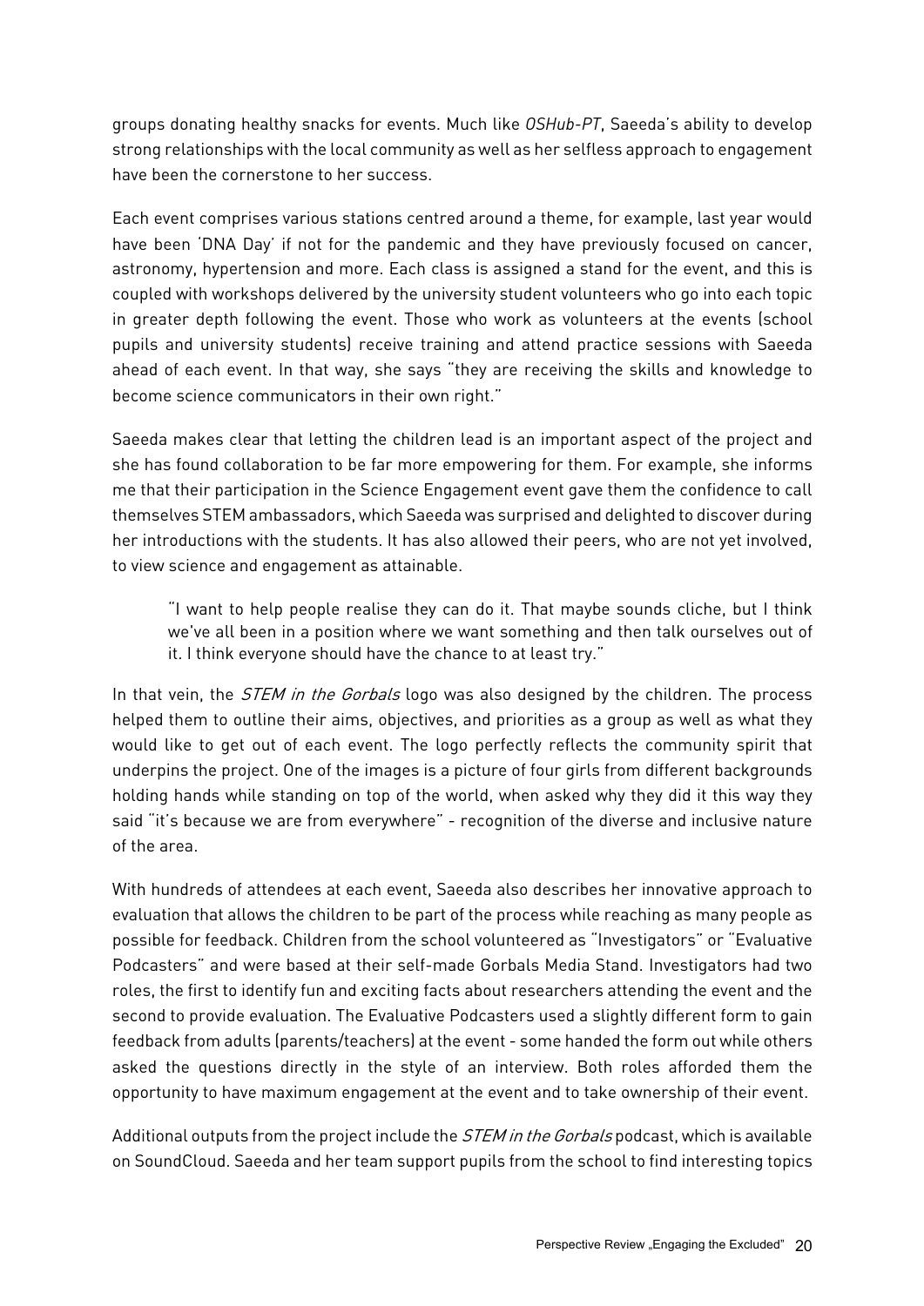groups donating healthy snacks for events. Much like *OSHub-PT*, Saeeda's ability to develop strong relationships with the local community as well as her selfless approach to engagement have been the cornerstone to her success.

Each event comprises various stations centred around a theme, for example, last year would have been 'DNA Day' if not for the pandemic and they have previously focused on cancer, astronomy, hypertension and more. Each class is assigned a stand for the event, and this is coupled with workshops delivered by the university student volunteers who go into each topic in greater depth following the event. Those who work as volunteers at the events (school pupils and university students) receive training and attend practice sessions with Saeeda ahead of each event. In that way, she says "they are receiving the skills and knowledge to become science communicators in their own right."

Saeeda makes clear that letting the children lead is an important aspect of the project and she has found collaboration to be far more empowering for them. For example, she informs me that their participation in the Science Engagement event gave them the confidence to call themselves STEM ambassadors, which Saeeda was surprised and delighted to discover during her introductions with the students. It has also allowed their peers, who are not yet involved, to view science and engagement as attainable.

> "I want to help people realise they can do it. That maybe sounds cliche, but I think we've all been in a position where we want something and then talk ourselves out of it. I think everyone should have the chance to at least try."

In that vein, the *STEM in the Gorbals* logo was also designed by the children. The process helped them to outline their aims, objectives, and priorities as a group as well as what they would like to get out of each event. The logo perfectly reflects the community spirit that underpins the project. One of the images is a picture of four girls from different backgrounds holding hands while standing on top of the world, when asked why they did it this way they said "it's because we are from everywhere" - recognition of the diverse and inclusive nature of the area.

With hundreds of attendees at each event, Saeeda also describes her innovative approach to evaluation that allows the children to be part of the process while reaching as many people as possible for feedback. Children from the school volunteered as "Investigators" or "Evaluative Podcasters" and were based at their self-made Gorbals Media Stand. Investigators had two roles, the first to identify fun and exciting facts about researchers attending the event and the second to provide evaluation. The Evaluative Podcasters used a slightly different form to gain feedback from adults (parents/teachers) at the event - some handed the form out while others asked the questions directly in the style of an interview. Both roles afforded them the opportunity to have maximum engagement at the event and to take ownership of their event.

Additional outputs from the project include the *STEM in the Gorbals* podcast, which is available on SoundCloud. Saeeda and her team support pupils from the school to find interesting topics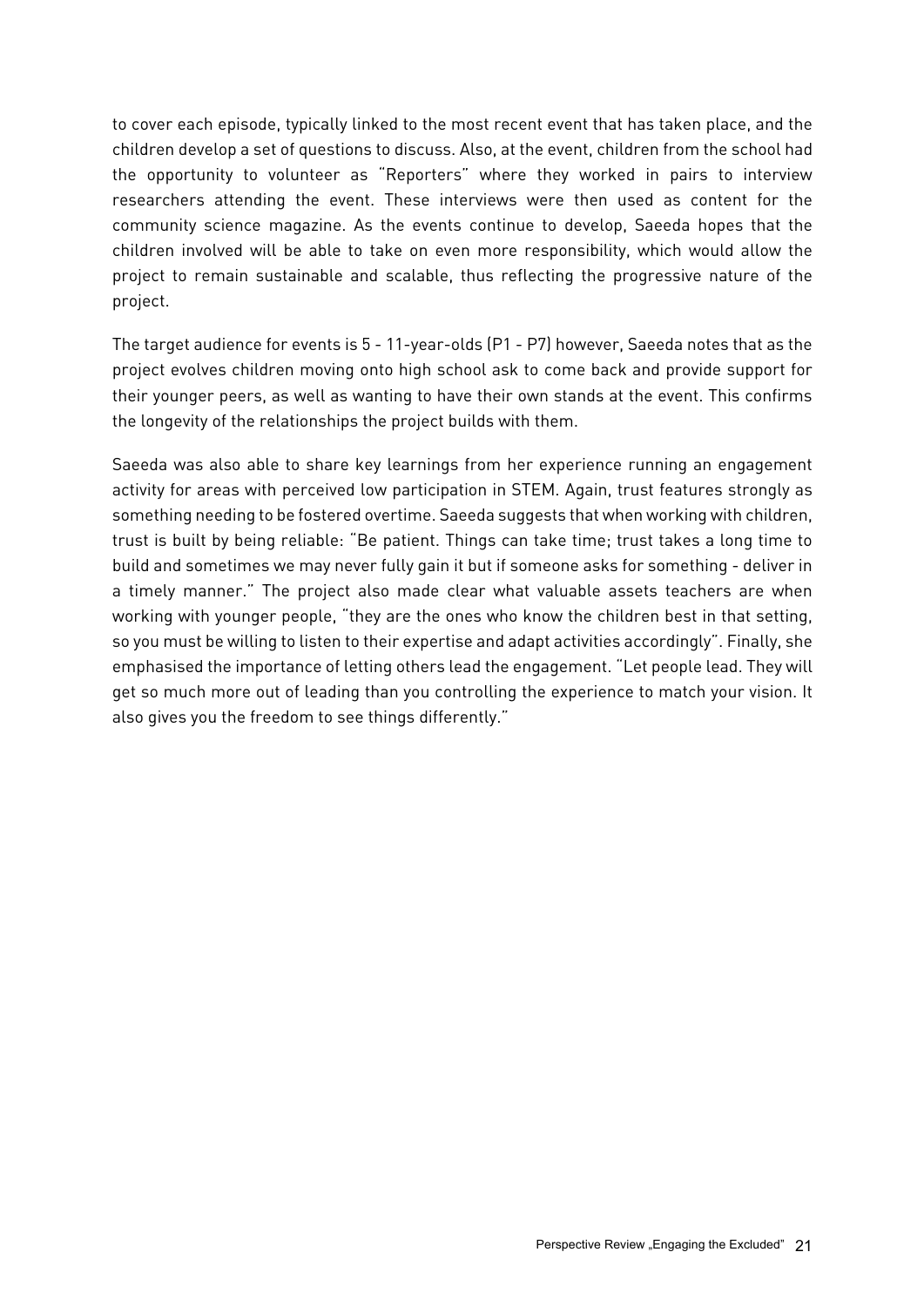to cover each episode, typically linked to the most recent event that has taken place, and the children develop a set of questions to discuss. Also, at the event, children from the school had the opportunity to volunteer as "Reporters" where they worked in pairs to interview researchers attending the event. These interviews were then used as content for the community science magazine. As the events continue to develop, Saeeda hopes that the children involved will be able to take on even more responsibility, which would allow the project to remain sustainable and scalable, thus reflecting the progressive nature of the project.

The target audience for events is 5 - 11-year-olds (P1 - P7) however, Saeeda notes that as the project evolves children moving onto high school ask to come back and provide support for their younger peers, as well as wanting to have their own stands at the event. This confirms the longevity of the relationships the project builds with them.

Saeeda was also able to share key learnings from her experience running an engagement activity for areas with perceived low participation in STEM. Again, trust features strongly as something needing to be fostered overtime. Saeeda suggests that when working with children, trust is built by being reliable: "Be patient. Things can take time; trust takes a long time to build and sometimes we may never fully gain it but if someone asks for something - deliver in a timely manner." The project also made clear what valuable assets teachers are when working with younger people, "they are the ones who know the children best in that setting, so you must be willing to listen to their expertise and adapt activities accordingly". Finally, she emphasised the importance of letting others lead the engagement. "Let people lead. They will get so much more out of leading than you controlling the experience to match your vision. It also gives you the freedom to see things differently."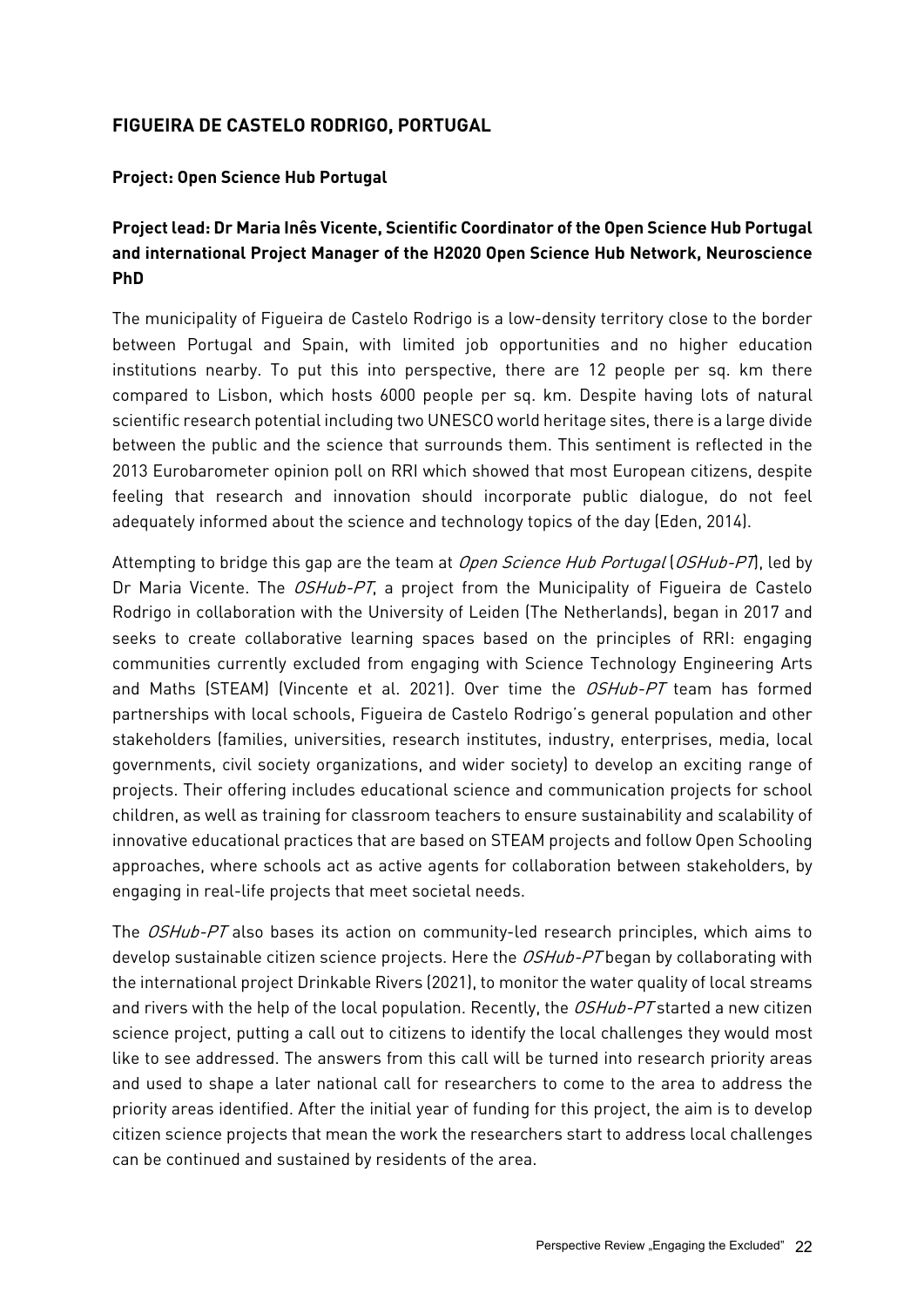## FIGUEIRA DE CASTELO RODRIGO, PORTUGAL

**Project: Open Science Hub Portugal**

**Project lead: Dr Maria Inês Vicente, Scientific Coordinator of the Open Science Hub Portugal and international Project Manager of the H2020 Open Science Hub Network, Neuroscience PhD**

The municipality of Figueira de Castelo Rodrigo is a low-density territory close to the border between Portugal and Spain, with limited job opportunities and no higher education institutions nearby. To put this into perspective, there are 12 people per sq. km there compared to Lisbon, which hosts 6000 people per sq. km. Despite having lots of natural scientific research potential including two UNESCO world heritage sites, there is a large divide between the public and the science that surrounds them. This sentiment is reflected in the 2013 Eurobarometer opinion poll on RRI which showed that most European citizens, despite feeling that research and innovation should incorporate public dialogue, do not feel adequately informed about the science and technology topics of the day (Eden, 2014).

Attempting to bridge this gap are the team at *Open Science Hub Portugal* (*OSHub-PT*), led by Dr Maria Vicente. The *OSHub-PT*, a project from the Municipality of Figueira de Castelo Rodrigo in collaboration with the University of Leiden (The Netherlands), began in 2017 and seeks to create collaborative learning spaces based on the principles of RRI: engaging communities currently excluded from engaging with Science Technology Engineering Arts and Maths (STEAM) (Vincente et al. 2021). Over time the *OSHub-PT* team has formed partnerships with local schools, Figueira de Castelo Rodrigo's general population and other stakeholders (families, universities, research institutes, industry, enterprises, media, local governments, civil society organizations, and wider society) to develop an exciting range of projects. Their offering includes educational science and communication projects for school children, as well as training for classroom teachers to ensure sustainability and scalability of innovative educational practices that are based on STEAM projects and follow Open Schooling approaches, where schools act as active agents for collaboration between stakeholders, by engaging in real-life projects that meet societal needs.

The *OSHub-PT* also bases its action on community-led research principles, which aims to develop sustainable citizen science projects. Here the *OSHub-PT* began by collaborating with the international project Drinkable Rivers (2021), to monitor the water quality of local streams and rivers with the help of the local population. Recently, the *OSHub-PT* started a new citizen science project, putting a call out to citizens to identify the local challenges they would most like to see addressed. The answers from this call will be turned into research priority areas and used to shape a later national call for researchers to come to the area to address the priority areas identified. After the initial year of funding for this project, the aim is to develop citizen science projects that mean the work the researchers start to address local challenges can be continued and sustained by residents of the area.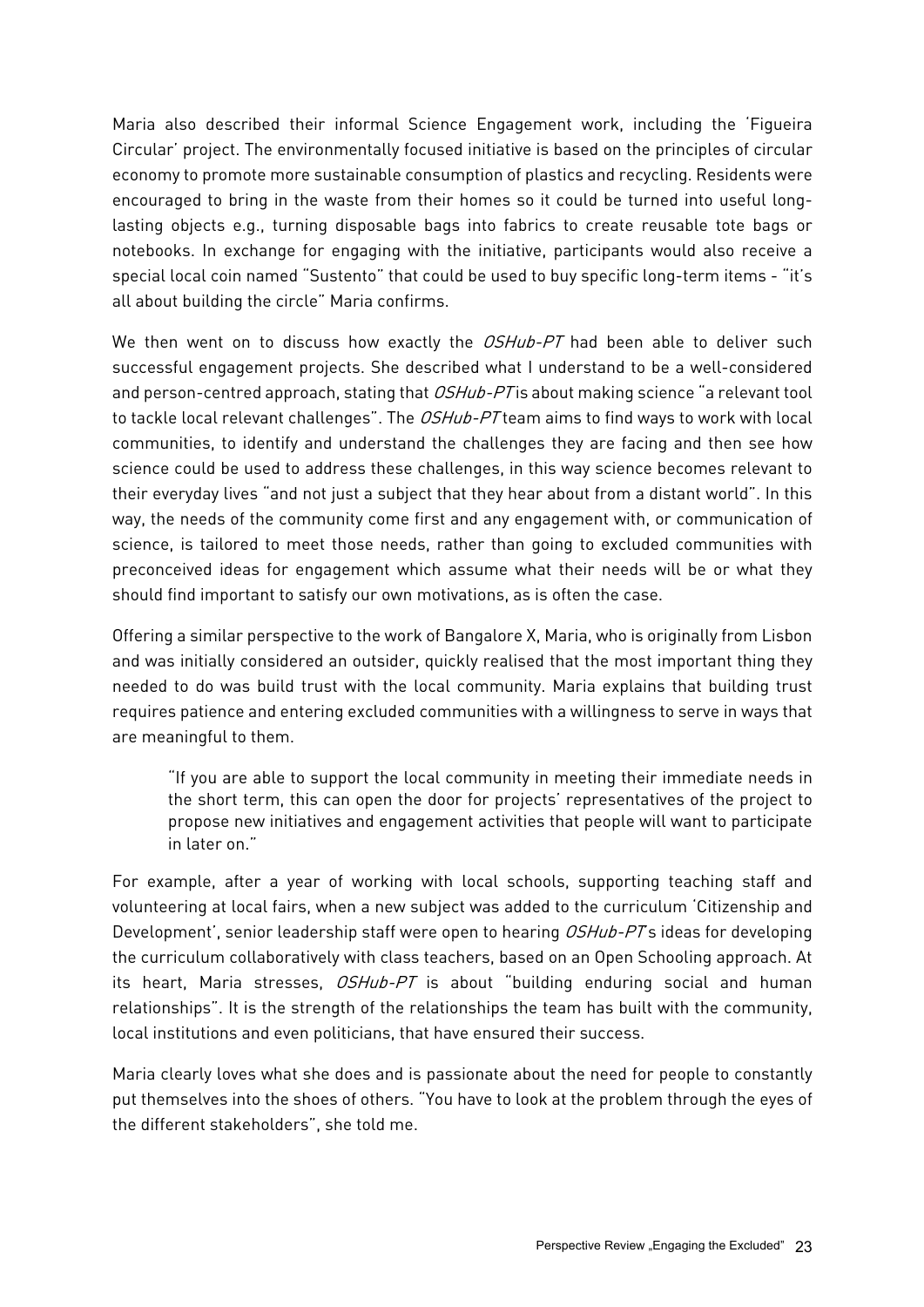Maria also described their informal Science Engagement work, including the 'Figueira Circular' project. The environmentally focused initiative is based on the principles of circular economy to promote more sustainable consumption of plastics and recycling. Residents were encouraged to bring in the waste from their homes so it could be turned into useful long-lasting objects e.g., turning disposable bags into fabrics to create reusable tote bags or notebooks. In exchange for engaging with the initiative, participants would also receive a special local coin named "Sustento" that could be used to buy specific long-term items - "it's all about building the circle" Maria confirms.

We then went on to discuss how exactly the *OSHub-PT* had been able to deliver such successful engagement projects. She described what I understand to be a well-considered and person-centred approach, stating that *OSHub-PT* is about making science "a relevant tool to tackle local relevant challenges". The *OSHub-PT* team aims to find ways to work with local communities, to identify and understand the challenges they are facing and then see how science could be used to address these challenges, in this way science becomes relevant to their everyday lives "and not just a subject that they hear about from a distant world". In this way, the needs of the community come first and any engagement with, or communication of science, is tailored to meet those needs, rather than going to excluded communities with preconceived ideas for engagement which assume what their needs will be or what they should find important to satisfy our own motivations, as is often the case.

Offering a similar perspective to the work of Bangalore X, Maria, who is originally from Lisbon and was initially considered an outsider, quickly realised that the most important thing they needed to do was build trust with the local community. Maria explains that building trust requires patience and entering excluded communities with a willingness to serve in ways that are meaningful to them.

> "If you are able to support the local community in meeting their immediate needs in the short term, this can open the door for projects' representatives of the project to propose new initiatives and engagement activities that people will want to participate in later on."

For example, after a year of working with local schools, supporting teaching staff and volunteering at local fairs, when a new subject was added to the curriculum 'Citizenship and Development', senior leadership staff were open to hearing *OSHub-PT*'s ideas for developing the curriculum collaboratively with class teachers, based on an Open Schooling approach. At its heart, Maria stresses, *OSHub-PT* is about "building enduring social and human relationships". It is the strength of the relationships the team has built with the community, local institutions and even politicians, that have ensured their success.

Maria clearly loves what she does and is passionate about the need for people to constantly put themselves into the shoes of others. "You have to look at the problem through the eyes of the different stakeholders", she told me.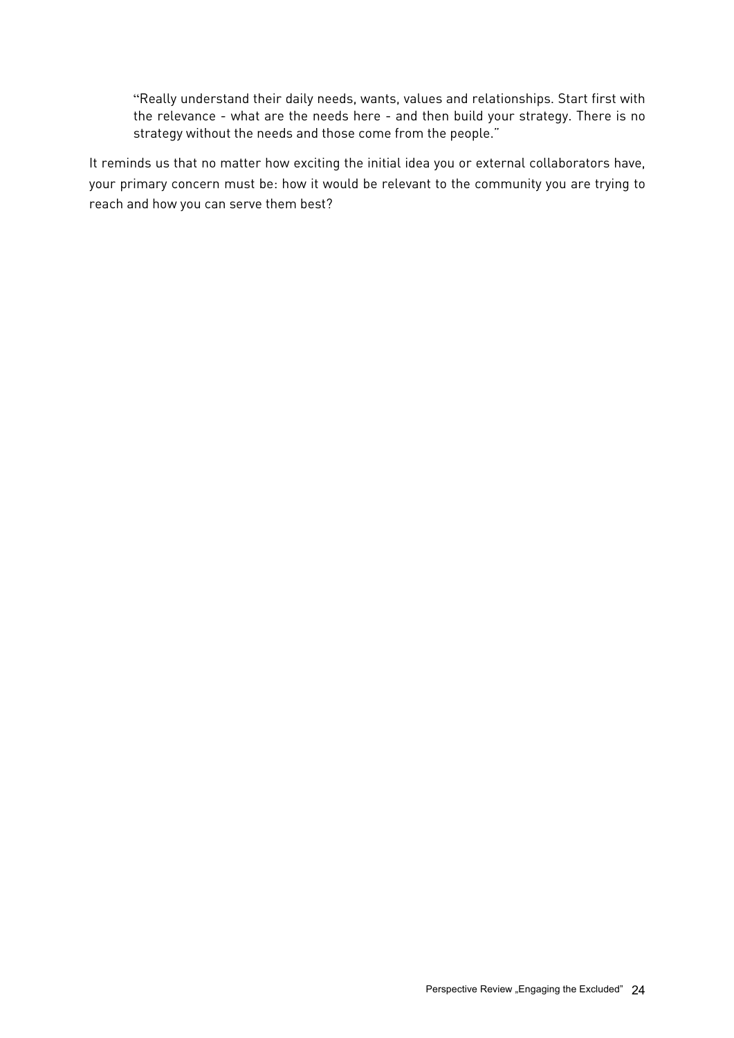> "Really understand their daily needs, wants, values and relationships. Start first with the relevance - what are the needs here - and then build your strategy. There is no strategy without the needs and those come from the people."

It reminds us that no matter how exciting the initial idea you or external collaborators have, your primary concern must be: how it would be relevant to the community you are trying to reach and how you can serve them best?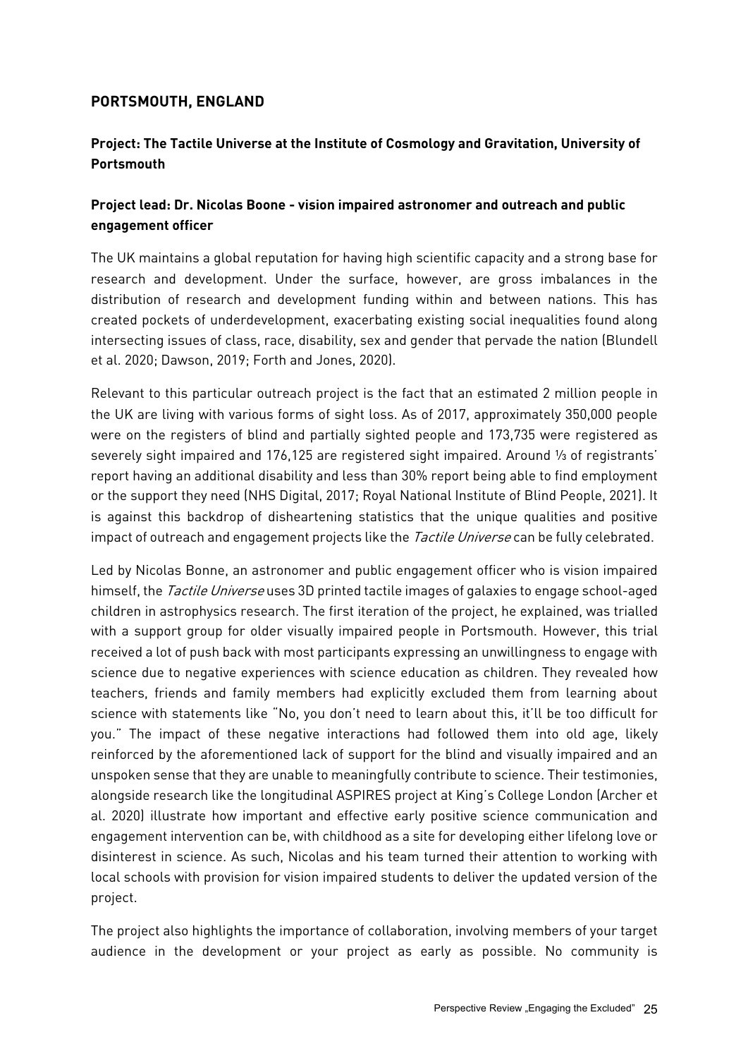## PORTSMOUTH, ENGLAND

### Project: The Tactile Universe at the Institute of Cosmology and Gravitation, University of Portsmouth

### Project lead: Dr. Nicolas Boone - vision impaired astronomer and outreach and public engagement officer

The UK maintains a global reputation for having high scientific capacity and a strong base for research and development. Under the surface, however, are gross imbalances in the distribution of research and development funding within and between nations. This has created pockets of underdevelopment, exacerbating existing social inequalities found along intersecting issues of class, race, disability, sex and gender that pervade the nation (Blundell et al. 2020; Dawson, 2019; Forth and Jones, 2020).

Relevant to this particular outreach project is the fact that an estimated 2 million people in the UK are living with various forms of sight loss. As of 2017, approximately 350,000 people were on the registers of blind and partially sighted people and 173,735 were registered as severely sight impaired and 176,125 are registered sight impaired. Around ⅓ of registrants' report having an additional disability and less than 30% report being able to find employment or the support they need (NHS Digital, 2017; Royal National Institute of Blind People, 2021). It is against this backdrop of disheartening statistics that the unique qualities and positive impact of outreach and engagement projects like the *Tactile Universe* can be fully celebrated.

Led by Nicolas Bonne, an astronomer and public engagement officer who is vision impaired himself, the *Tactile Universe* uses 3D printed tactile images of galaxies to engage school-aged children in astrophysics research. The first iteration of the project, he explained, was trialled with a support group for older visually impaired people in Portsmouth. However, this trial received a lot of push back with most participants expressing an unwillingness to engage with science due to negative experiences with science education as children. They revealed how teachers, friends and family members had explicitly excluded them from learning about science with statements like "No, you don't need to learn about this, it'll be too difficult for you." The impact of these negative interactions had followed them into old age, likely reinforced by the aforementioned lack of support for the blind and visually impaired and an unspoken sense that they are unable to meaningfully contribute to science. Their testimonies, alongside research like the longitudinal ASPIRES project at King's College London (Archer et al. 2020) illustrate how important and effective early positive science communication and engagement intervention can be, with childhood as a site for developing either lifelong love or disinterest in science. As such, Nicolas and his team turned their attention to working with local schools with provision for vision impaired students to deliver the updated version of the project.

The project also highlights the importance of collaboration, involving members of your target audience in the development or your project as early as possible. No community is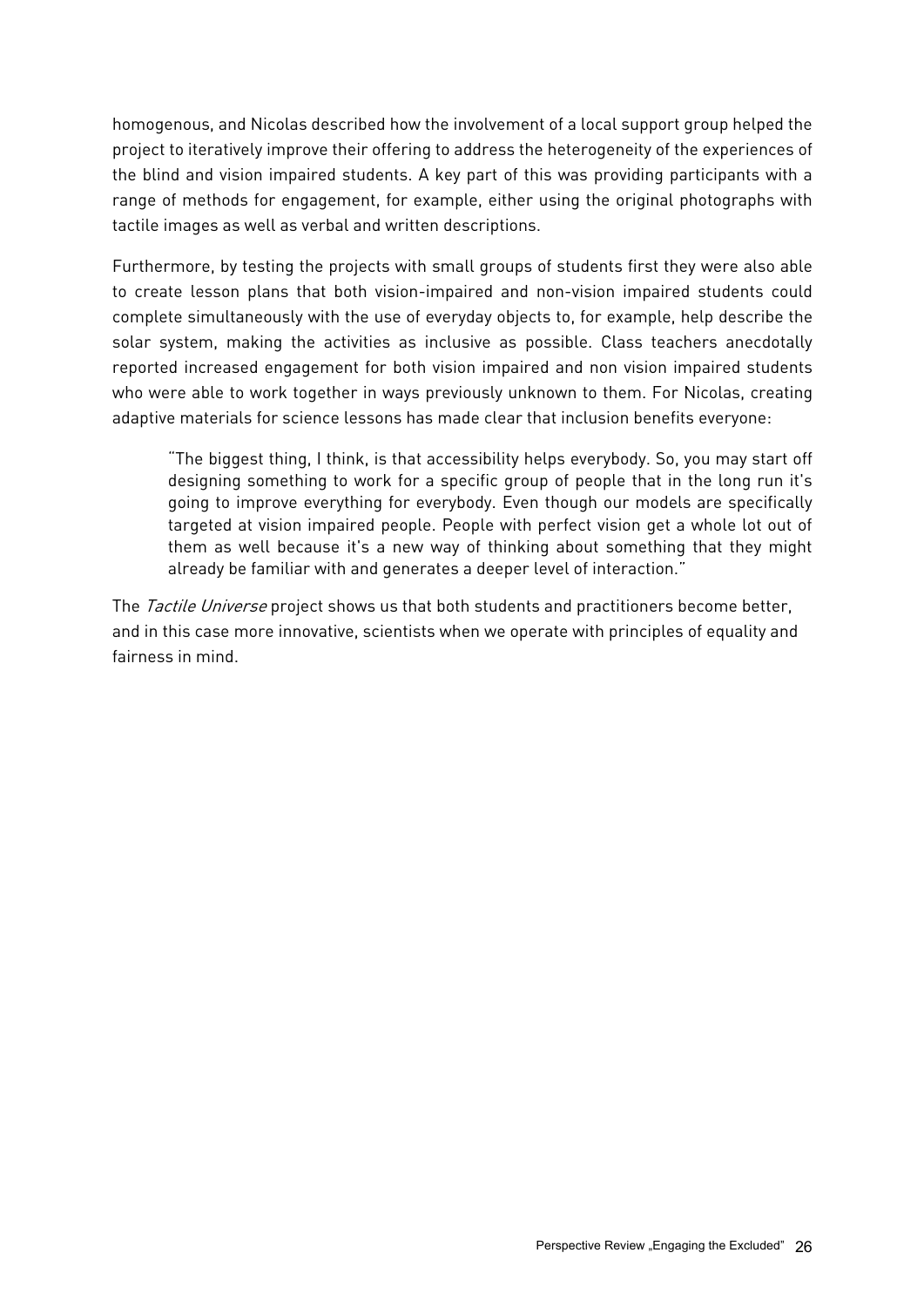homogenous, and Nicolas described how the involvement of a local support group helped the project to iteratively improve their offering to address the heterogeneity of the experiences of the blind and vision impaired students. A key part of this was providing participants with a range of methods for engagement, for example, either using the original photographs with tactile images as well as verbal and written descriptions.

Furthermore, by testing the projects with small groups of students first they were also able to create lesson plans that both vision-impaired and non-vision impaired students could complete simultaneously with the use of everyday objects to, for example, help describe the solar system, making the activities as inclusive as possible. Class teachers anecdotally reported increased engagement for both vision impaired and non vision impaired students who were able to work together in ways previously unknown to them. For Nicolas, creating adaptive materials for science lessons has made clear that inclusion benefits everyone:

> "The biggest thing, I think, is that accessibility helps everybody. So, you may start off designing something to work for a specific group of people that in the long run it's going to improve everything for everybody. Even though our models are specifically targeted at vision impaired people. People with perfect vision get a whole lot out of them as well because it's a new way of thinking about something that they might already be familiar with and generates a deeper level of interaction."

The *Tactile Universe* project shows us that both students and practitioners become better, and in this case more innovative, scientists when we operate with principles of equality and fairness in mind.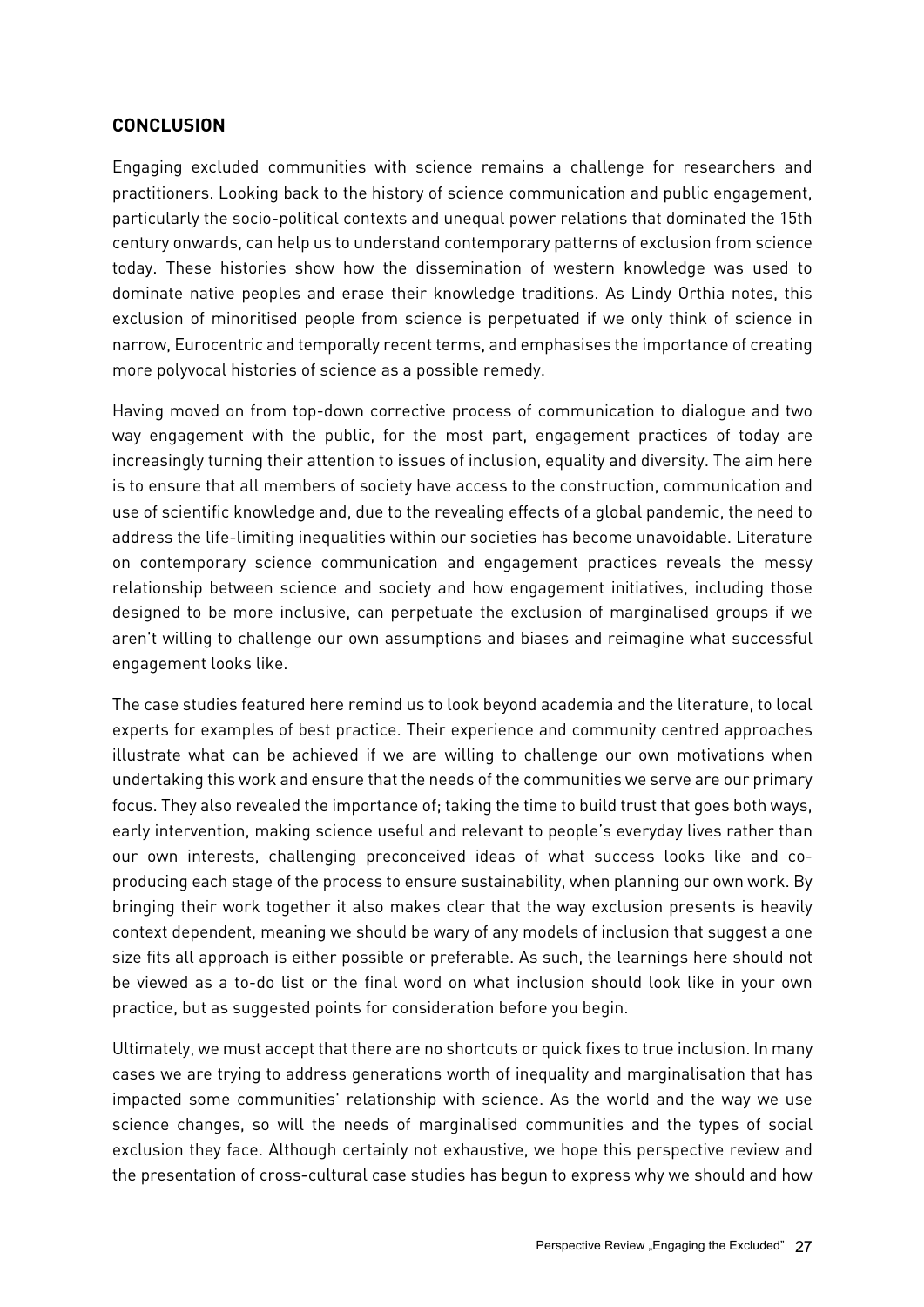## CONCLUSION

Engaging excluded communities with science remains a challenge for researchers and practitioners. Looking back to the history of science communication and public engagement, particularly the socio-political contexts and unequal power relations that dominated the 15th century onwards, can help us to understand contemporary patterns of exclusion from science today. These histories show how the dissemination of western knowledge was used to dominate native peoples and erase their knowledge traditions. As Lindy Orthia notes, this exclusion of minoritised people from science is perpetuated if we only think of science in narrow, Eurocentric and temporally recent terms, and emphasises the importance of creating more polyvocal histories of science as a possible remedy.

Having moved on from top-down corrective process of communication to dialogue and two way engagement with the public, for the most part, engagement practices of today are increasingly turning their attention to issues of inclusion, equality and diversity. The aim here is to ensure that all members of society have access to the construction, communication and use of scientific knowledge and, due to the revealing effects of a global pandemic, the need to address the life-limiting inequalities within our societies has become unavoidable. Literature on contemporary science communication and engagement practices reveals the messy relationship between science and society and how engagement initiatives, including those designed to be more inclusive, can perpetuate the exclusion of marginalised groups if we aren't willing to challenge our own assumptions and biases and reimagine what successful engagement looks like.

The case studies featured here remind us to look beyond academia and the literature, to local experts for examples of best practice. Their experience and community centred approaches illustrate what can be achieved if we are willing to challenge our own motivations when undertaking this work and ensure that the needs of the communities we serve are our primary focus. They also revealed the importance of; taking the time to build trust that goes both ways, early intervention, making science useful and relevant to people's everyday lives rather than our own interests, challenging preconceived ideas of what success looks like and co-producing each stage of the process to ensure sustainability, when planning our own work. By bringing their work together it also makes clear that the way exclusion presents is heavily context dependent, meaning we should be wary of any models of inclusion that suggest a one size fits all approach is either possible or preferable. As such, the learnings here should not be viewed as a to-do list or the final word on what inclusion should look like in your own practice, but as suggested points for consideration before you begin.

Ultimately, we must accept that there are no shortcuts or quick fixes to true inclusion. In many cases we are trying to address generations worth of inequality and marginalisation that has impacted some communities' relationship with science. As the world and the way we use science changes, so will the needs of marginalised communities and the types of social exclusion they face. Although certainly not exhaustive, we hope this perspective review and the presentation of cross-cultural case studies has begun to express why we should and how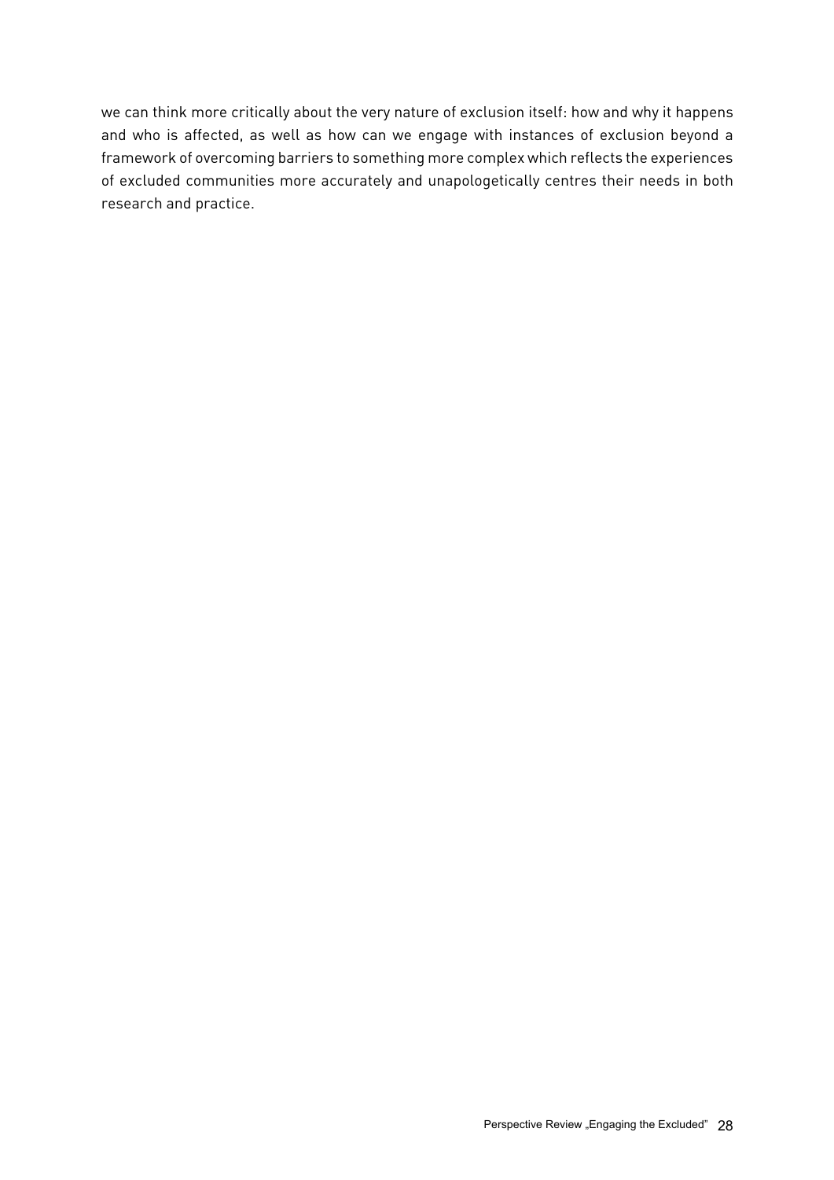we can think more critically about the very nature of exclusion itself: how and why it happens and who is affected, as well as how can we engage with instances of exclusion beyond a framework of overcoming barriers to something more complex which reflects the experiences of excluded communities more accurately and unapologetically centres their needs in both research and practice.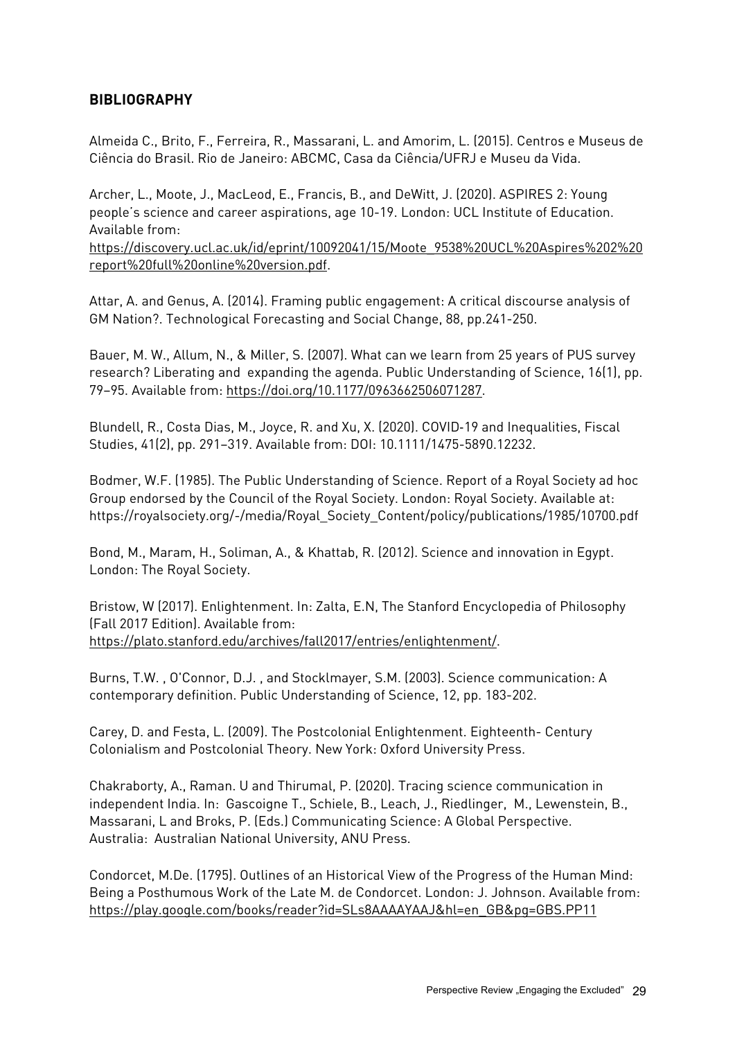## BIBLIOGRAPHY

Almeida C., Brito, F., Ferreira, R., Massarani, L. and Amorim, L. (2015). Centros e Museus de Ciência do Brasil. Rio de Janeiro: ABCMC, Casa da Ciência/UFRJ e Museu da Vida.

Archer, L., Moote, J., MacLeod, E., Francis, B., and DeWitt, J. (2020). ASPIRES 2: Young people´s science and career aspirations, age 10-19. London: UCL Institute of Education. Available from: https://discovery.ucl.ac.uk/id/eprint/10092041/15/Moote_9538%20UCL%20Aspires%202%20report%20full%20online%20version.pdf.

Attar, A. and Genus, A. (2014). Framing public engagement: A critical discourse analysis of GM Nation?. Technological Forecasting and Social Change, 88, pp.241-250.

Bauer, M. W., Allum, N., & Miller, S. (2007). What can we learn from 25 years of PUS survey research? Liberating and expanding the agenda. Public Understanding of Science, 16(1), pp. 79–95. Available from: https://doi.org/10.1177/0963662506071287.

Blundell, R., Costa Dias, M., Joyce, R. and Xu, X. (2020). COVID-19 and Inequalities, Fiscal Studies, 41(2), pp. 291–319. Available from: DOI: 10.1111/1475-5890.12232.

Bodmer, W.F. (1985). The Public Understanding of Science. Report of a Royal Society ad hoc Group endorsed by the Council of the Royal Society. London: Royal Society. Available at: https://royalsociety.org/-/media/Royal_Society_Content/policy/publications/1985/10700.pdf

Bond, M., Maram, H., Soliman, A., & Khattab, R. (2012). Science and innovation in Egypt. London: The Royal Society.

Bristow, W (2017). Enlightenment. In: Zalta, E.N, The Stanford Encyclopedia of Philosophy (Fall 2017 Edition). Available from: https://plato.stanford.edu/archives/fall2017/entries/enlightenment/.

Burns, T.W. , O'Connor, D.J. , and Stocklmayer, S.M. (2003). Science communication: A contemporary definition. Public Understanding of Science, 12, pp. 183-202.

Carey, D. and Festa, L. (2009). The Postcolonial Enlightenment. Eighteenth- Century Colonialism and Postcolonial Theory. New York: Oxford University Press.

Chakraborty, A., Raman. U and Thirumal, P. (2020). Tracing science communication in independent India. In: Gascoigne T., Schiele, B., Leach, J., Riedlinger, M., Lewenstein, B., Massarani, L and Broks, P. (Eds.) Communicating Science: A Global Perspective. Australia: Australian National University, ANU Press.

Condorcet, M.De. (1795). Outlines of an Historical View of the Progress of the Human Mind: Being a Posthumous Work of the Late M. de Condorcet. London: J. Johnson. Available from: https://play.google.com/books/reader?id=SLs8AAAAYAAJ&hl=en_GB&pg=GBS.PP11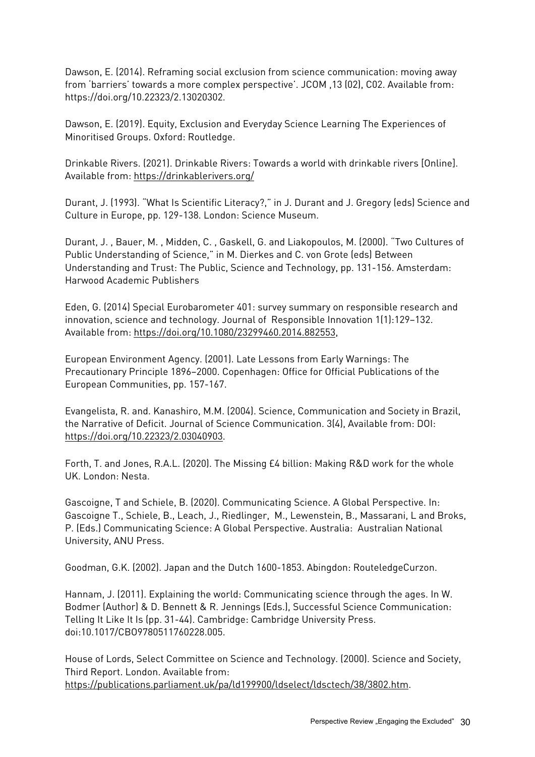Dawson, E. (2014). Reframing social exclusion from science communication: moving away from 'barriers' towards a more complex perspective'. JCOM ,13 (02), C02. Available from: https://doi.org/10.22323/2.13020302.

Dawson, E. (2019). Equity, Exclusion and Everyday Science Learning The Experiences of Minoritised Groups. Oxford: Routledge.

Drinkable Rivers. (2021). Drinkable Rivers: Towards a world with drinkable rivers [Online]. Available from: https://drinkablerivers.org/

Durant, J. (1993). "What Is Scientific Literacy?," in J. Durant and J. Gregory (eds) Science and Culture in Europe, pp. 129-138. London: Science Museum.

Durant, J. , Bauer, M. , Midden, C. , Gaskell, G. and Liakopoulos, M. (2000). "Two Cultures of Public Understanding of Science," in M. Dierkes and C. von Grote (eds) Between Understanding and Trust: The Public, Science and Technology, pp. 131-156. Amsterdam: Harwood Academic Publishers

Eden, G. (2014) Special Eurobarometer 401: survey summary on responsible research and innovation, science and technology. Journal of Responsible Innovation 1(1):129–132. Available from: https://doi.org/10.1080/23299460.2014.882553,

European Environment Agency. (2001). Late Lessons from Early Warnings: The Precautionary Principle 1896–2000. Copenhagen: Office for Official Publications of the European Communities, pp. 157-167.

Evangelista, R. and. Kanashiro, M.M. (2004). Science, Communication and Society in Brazil, the Narrative of Deficit. Journal of Science Communication. 3(4), Available from: DOI: https://doi.org/10.22323/2.03040903.

Forth, T. and Jones, R.A.L. (2020). The Missing £4 billion: Making R&D work for the whole UK. London: Nesta.

Gascoigne, T and Schiele, B. (2020). Communicating Science. A Global Perspective. In: Gascoigne T., Schiele, B., Leach, J., Riedlinger, M., Lewenstein, B., Massarani, L and Broks, P. (Eds.) Communicating Science: A Global Perspective. Australia: Australian National University, ANU Press.

Goodman, G.K. (2002). Japan and the Dutch 1600-1853. Abingdon: RouteledgeCurzon.

Hannam, J. (2011). Explaining the world: Communicating science through the ages. In W. Bodmer (Author) & D. Bennett & R. Jennings (Eds.), Successful Science Communication: Telling It Like It Is (pp. 31-44). Cambridge: Cambridge University Press. doi:10.1017/CBO9780511760228.005.

House of Lords, Select Committee on Science and Technology. (2000). Science and Society, Third Report. London. Available from: https://publications.parliament.uk/pa/ld199900/ldselect/ldsctech/38/3802.htm.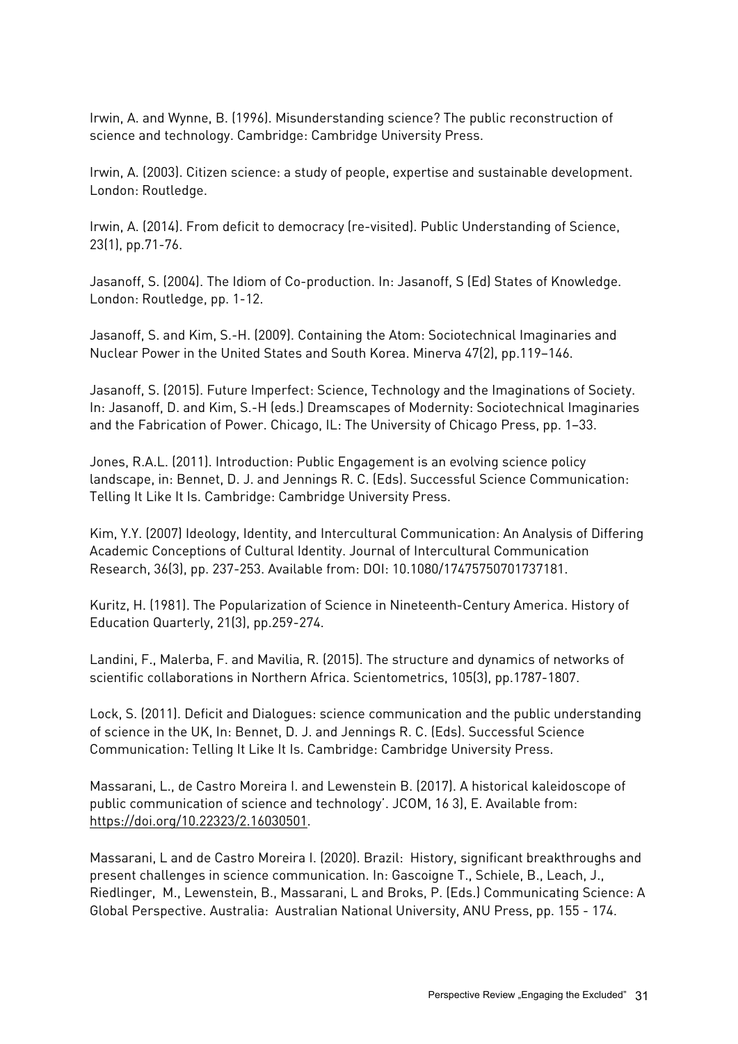Irwin, A. and Wynne, B. (1996). Misunderstanding science? The public reconstruction of science and technology. Cambridge: Cambridge University Press.

Irwin, A. (2003). Citizen science: a study of people, expertise and sustainable development. London: Routledge.

Irwin, A. (2014). From deficit to democracy (re-visited). Public Understanding of Science, 23(1), pp.71-76.

Jasanoff, S. (2004). The Idiom of Co-production. In: Jasanoff, S (Ed) States of Knowledge. London: Routledge, pp. 1-12.

Jasanoff, S. and Kim, S.-H. (2009). Containing the Atom: Sociotechnical Imaginaries and Nuclear Power in the United States and South Korea. Minerva 47(2), pp.119–146.

Jasanoff, S. (2015). Future Imperfect: Science, Technology and the Imaginations of Society. In: Jasanoff, D. and Kim, S.-H (eds.) Dreamscapes of Modernity: Sociotechnical Imaginaries and the Fabrication of Power. Chicago, IL: The University of Chicago Press, pp. 1–33.

Jones, R.A.L. (2011). Introduction: Public Engagement is an evolving science policy landscape, in: Bennet, D. J. and Jennings R. C. (Eds). Successful Science Communication: Telling It Like It Is. Cambridge: Cambridge University Press.

Kim, Y.Y. (2007) Ideology, Identity, and Intercultural Communication: An Analysis of Differing Academic Conceptions of Cultural Identity. Journal of Intercultural Communication Research, 36(3), pp. 237-253. Available from: DOI: 10.1080/17475750701737181.

Kuritz, H. (1981). The Popularization of Science in Nineteenth-Century America. History of Education Quarterly, 21(3), pp.259-274.

Landini, F., Malerba, F. and Mavilia, R. (2015). The structure and dynamics of networks of scientific collaborations in Northern Africa. Scientometrics, 105(3), pp.1787-1807.

Lock, S. (2011). Deficit and Dialogues: science communication and the public understanding of science in the UK, In: Bennet, D. J. and Jennings R. C. (Eds). Successful Science Communication: Telling It Like It Is. Cambridge: Cambridge University Press.

Massarani, L., de Castro Moreira I. and Lewenstein B. (2017). A historical kaleidoscope of public communication of science and technology'. JCOM, 16 3), E. Available from: https://doi.org/10.22323/2.16030501.

Massarani, L and de Castro Moreira I. (2020). Brazil: History, significant breakthroughs and present challenges in science communication. In: Gascoigne T., Schiele, B., Leach, J., Riedlinger, M., Lewenstein, B., Massarani, L and Broks, P. (Eds.) Communicating Science: A Global Perspective. Australia: Australian National University, ANU Press, pp. 155 - 174.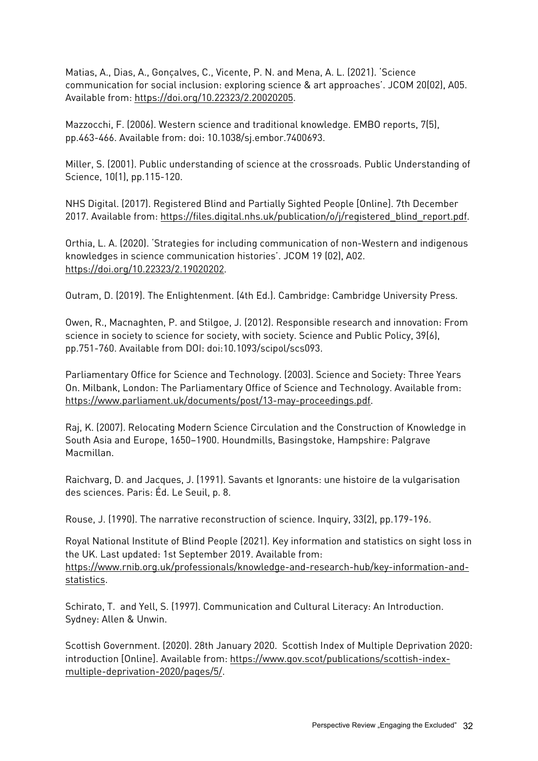Matias, A., Dias, A., Gonçalves, C., Vicente, P. N. and Mena, A. L. (2021). 'Science communication for social inclusion: exploring science & art approaches'. JCOM 20(02), A05. Available from: https://doi.org/10.22323/2.20020205.

Mazzocchi, F. (2006). Western science and traditional knowledge. EMBO reports, 7(5), pp.463-466. Available from: doi: 10.1038/sj.embor.7400693.

Miller, S. (2001). Public understanding of science at the crossroads. Public Understanding of Science, 10(1), pp.115-120.

NHS Digital. (2017). Registered Blind and Partially Sighted People [Online]. 7th December 2017. Available from: https://files.digital.nhs.uk/publication/o/j/registered_blind_report.pdf.

Orthia, L. A. (2020). 'Strategies for including communication of non-Western and indigenous knowledges in science communication histories'. JCOM 19 (02), A02. https://doi.org/10.22323/2.19020202.

Outram, D. (2019). The Enlightenment. (4th Ed.). Cambridge: Cambridge University Press.

Owen, R., Macnaghten, P. and Stilgoe, J. (2012). Responsible research and innovation: From science in society to science for society, with society. Science and Public Policy, 39(6), pp.751-760. Available from DOI: doi:10.1093/scipol/scs093.

Parliamentary Office for Science and Technology. (2003). Science and Society: Three Years On. Milbank, London: The Parliamentary Office of Science and Technology. Available from: https://www.parliament.uk/documents/post/13-may-proceedings.pdf.

Raj, K. (2007). Relocating Modern Science Circulation and the Construction of Knowledge in South Asia and Europe, 1650–1900. Houndmills, Basingstoke, Hampshire: Palgrave Macmillan.

Raichvarg, D. and Jacques, J. (1991). Savants et Ignorants: une histoire de la vulgarisation des sciences. Paris: Éd. Le Seuil, p. 8.

Rouse, J. (1990). The narrative reconstruction of science. Inquiry, 33(2), pp.179-196.

Royal National Institute of Blind People (2021). Key information and statistics on sight loss in the UK. Last updated: 1st September 2019. Available from: https://www.rnib.org.uk/professionals/knowledge-and-research-hub/key-information-and-statistics.

Schirato, T. and Yell, S. (1997). Communication and Cultural Literacy: An Introduction. Sydney: Allen & Unwin.

Scottish Government. (2020). 28th January 2020. Scottish Index of Multiple Deprivation 2020: introduction [Online]. Available from: https://www.gov.scot/publications/scottish-index-multiple-deprivation-2020/pages/5/.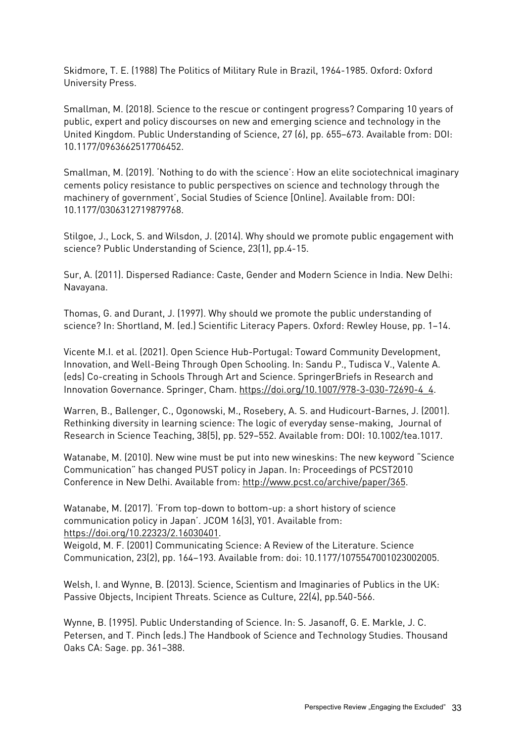Skidmore, T. E. (1988) The Politics of Military Rule in Brazil, 1964-1985. Oxford: Oxford University Press.

Smallman, M. (2018). Science to the rescue or contingent progress? Comparing 10 years of public, expert and policy discourses on new and emerging science and technology in the United Kingdom. Public Understanding of Science, 27 (6), pp. 655–673. Available from: DOI: 10.1177/0963662517706452.

Smallman, M. (2019). 'Nothing to do with the science': How an elite sociotechnical imaginary cements policy resistance to public perspectives on science and technology through the machinery of government', Social Studies of Science [Online]. Available from: DOI: 10.1177/0306312719879768.

Stilgoe, J., Lock, S. and Wilsdon, J. (2014). Why should we promote public engagement with science? Public Understanding of Science, 23(1), pp.4-15.

Sur, A. (2011). Dispersed Radiance: Caste, Gender and Modern Science in India. New Delhi: Navayana.

Thomas, G. and Durant, J. (1997). Why should we promote the public understanding of science? In: Shortland, M. (ed.) Scientific Literacy Papers. Oxford: Rewley House, pp. 1–14.

Vicente M.I. et al. (2021). Open Science Hub-Portugal: Toward Community Development, Innovation, and Well-Being Through Open Schooling. In: Sandu P., Tudisca V., Valente A. (eds) Co-creating in Schools Through Art and Science. SpringerBriefs in Research and Innovation Governance. Springer, Cham. https://doi.org/10.1007/978-3-030-72690-4_4.

Warren, B., Ballenger, C., Ogonowski, M., Rosebery, A. S. and Hudicourt-Barnes, J. (2001). Rethinking diversity in learning science: The logic of everyday sense-making, Journal of Research in Science Teaching, 38(5), pp. 529–552. Available from: DOI: 10.1002/tea.1017.

Watanabe, M. (2010). New wine must be put into new wineskins: The new keyword "Science Communication" has changed PUST policy in Japan. In: Proceedings of PCST2010 Conference in New Delhi. Available from: http://www.pcst.co/archive/paper/365.

Watanabe, M. (2017). 'From top-down to bottom-up: a short history of science communication policy in Japan'. JCOM 16(3), Y01. Available from: https://doi.org/10.22323/2.16030401.

Weigold, M. F. (2001) Communicating Science: A Review of the Literature. Science Communication, 23(2), pp. 164–193. Available from: doi: 10.1177/1075547001023002005.

Welsh, I. and Wynne, B. (2013). Science, Scientism and Imaginaries of Publics in the UK: Passive Objects, Incipient Threats. Science as Culture, 22(4), pp.540-566.

Wynne, B. (1995). Public Understanding of Science. In: S. Jasanoff, G. E. Markle, J. C. Petersen, and T. Pinch (eds.) The Handbook of Science and Technology Studies. Thousand Oaks CA: Sage. pp. 361–388.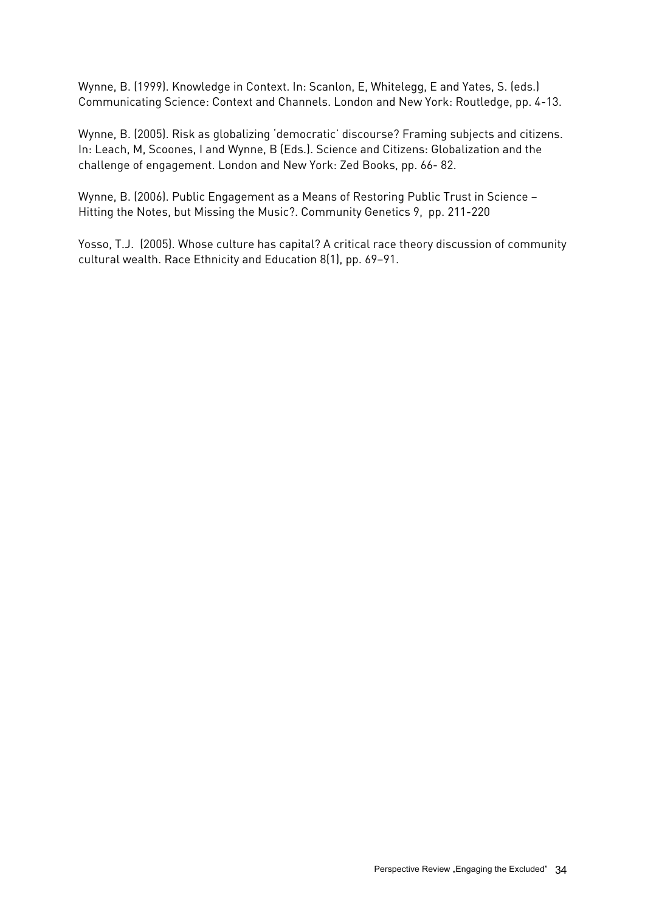Wynne, B. (1999). Knowledge in Context. In: Scanlon, E, Whitelegg, E and Yates, S. (eds.) Communicating Science: Context and Channels. London and New York: Routledge, pp. 4-13.

Wynne, B. (2005). Risk as globalizing 'democratic' discourse? Framing subjects and citizens. In: Leach, M, Scoones, I and Wynne, B (Eds.). Science and Citizens: Globalization and the challenge of engagement. London and New York: Zed Books, pp. 66- 82.

Wynne, B. (2006). Public Engagement as a Means of Restoring Public Trust in Science – Hitting the Notes, but Missing the Music?. Community Genetics 9, pp. 211-220

Yosso, T.J. (2005). Whose culture has capital? A critical race theory discussion of community cultural wealth. Race Ethnicity and Education 8(1), pp. 69–91.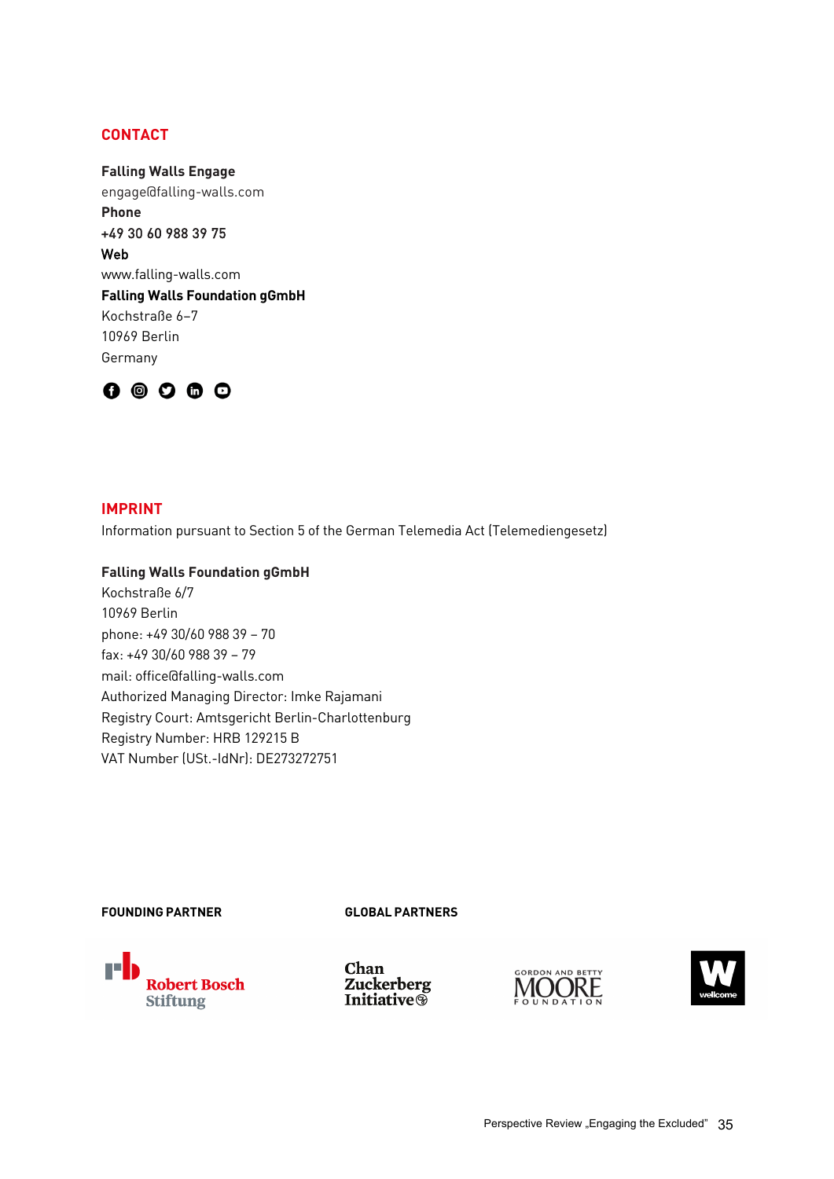## CONTACT

**Falling Walls Engage**
engage@falling-walls.com
**Phone**
+49 30 60 988 39 75
**Web**
www.falling-walls.com
**Falling Walls Foundation gGmbH**
Kochstraße 6–7
10969 Berlin
Germany

## IMPRINT

Information pursuant to Section 5 of the German Telemedia Act (Telemediengesetz)

**Falling Walls Foundation gGmbH**
Kochstraße 6/7
10969 Berlin
phone: +49 30/60 988 39 – 70
fax: +49 30/60 988 39 – 79
mail: office@falling-walls.com
Authorized Managing Director: Imke Rajamani
Registry Court: Amtsgericht Berlin-Charlottenburg
Registry Number: HRB 129215 B
VAT Number (USt.-IdNr): DE273272751

**FOUNDING PARTNER**

Robert Bosch Stiftung

**GLOBAL PARTNERS**

Chan Zuckerberg Initiative

Gordon and Betty Moore Foundation

wellcome